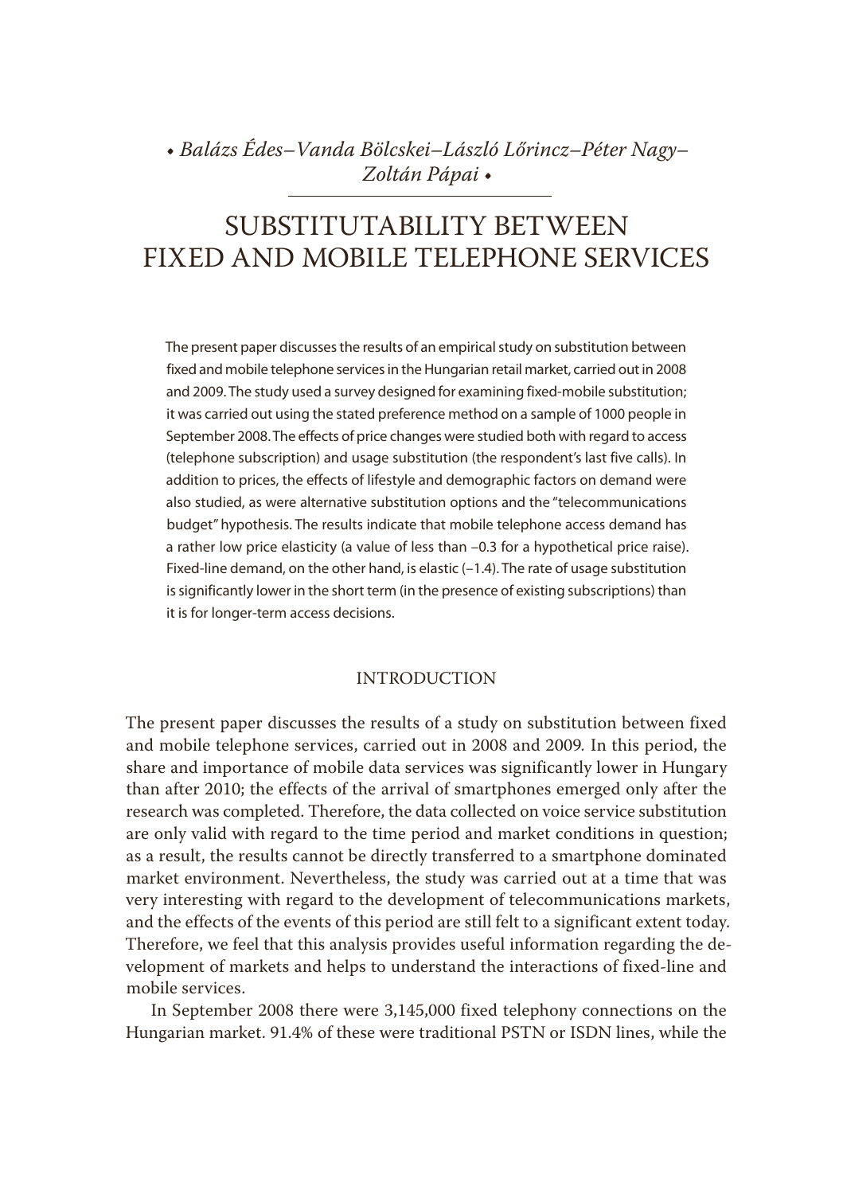*• Balázs Édes–Vanda Bölcskei–László Lőrincz–Péter Nagy–Zoltán Pápai •*

# SUBSTITUTABILITY BETWEEN FIXED AND MOBILE TELEPHONE SERVICES

The present paper discusses the results of an empirical study on substitution between fixed and mobile telephone services in the Hungarian retail market, carried out in 2008 and 2009. The study used a survey designed for examining fixed-mobile substitution; it was carried out using the stated preference method on a sample of 1000 people in September 2008. The effects of price changes were studied both with regard to access (telephone subscription) and usage substitution (the respondent's last five calls). In addition to prices, the effects of lifestyle and demographic factors on demand were also studied, as were alternative substitution options and the "telecommunications budget" hypothesis. The results indicate that mobile telephone access demand has a rather low price elasticity (a value of less than –0.3 for a hypothetical price raise). Fixed-line demand, on the other hand, is elastic (–1.4). The rate of usage substitution is significantly lower in the short term (in the presence of existing subscriptions) than it is for longer-term access decisions.

## INTRODUCTION

The present paper discusses the results of a study on substitution between fixed and mobile telephone services, carried out in 2008 and 2009*.* In this period, the share and importance of mobile data services was significantly lower in Hungary than after 2010; the effects of the arrival of smartphones emerged only after the research was completed. Therefore, the data collected on voice service substitution are only valid with regard to the time period and market conditions in question; as a result, the results cannot be directly transferred to a smartphone dominated market environment. Nevertheless, the study was carried out at a time that was very interesting with regard to the development of telecommunications markets, and the effects of the events of this period are still felt to a significant extent today. Therefore, we feel that this analysis provides useful information regarding the development of markets and helps to understand the interactions of fixed-line and mobile services.

In September 2008 there were 3,145,000 fixed telephony connections on the Hungarian market. 91.4% of these were traditional PSTN or ISDN lines, while the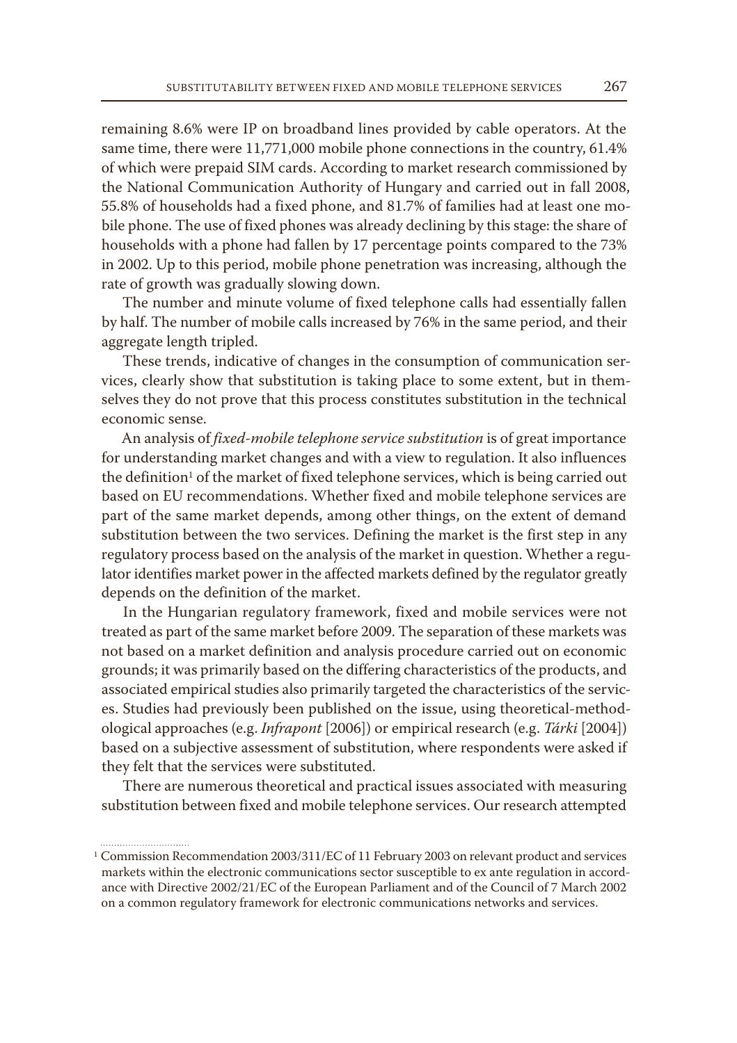remaining 8.6% were IP on broadband lines provided by cable operators. At the same time, there were 11,771,000 mobile phone connections in the country, 61.4% of which were prepaid SIM cards. According to market research commissioned by the National Communication Authority of Hungary and carried out in fall 2008, 55.8% of households had a fixed phone, and 81.7% of families had at least one mobile phone. The use of fixed phones was already declining by this stage: the share of households with a phone had fallen by 17 percentage points compared to the 73% in 2002. Up to this period, mobile phone penetration was increasing, although the rate of growth was gradually slowing down.

The number and minute volume of fixed telephone calls had essentially fallen by half. The number of mobile calls increased by 76% in the same period, and their aggregate length tripled.

These trends, indicative of changes in the consumption of communication services, clearly show that substitution is taking place to some extent, but in themselves they do not prove that this process constitutes substitution in the technical economic sense.

An analysis of *fixed-mobile telephone service substitution* is of great importance for understanding market changes and with a view to regulation. It also influences the definition[1] of the market of fixed telephone services, which is being carried out based on EU recommendations. Whether fixed and mobile telephone services are part of the same market depends, among other things, on the extent of demand substitution between the two services. Defining the market is the first step in any regulatory process based on the analysis of the market in question. Whether a regulator identifies market power in the affected markets defined by the regulator greatly depends on the definition of the market.

In the Hungarian regulatory framework, fixed and mobile services were not treated as part of the same market before 2009. The separation of these markets was not based on a market definition and analysis procedure carried out on economic grounds; it was primarily based on the differing characteristics of the products, and associated empirical studies also primarily targeted the characteristics of the services. Studies had previously been published on the issue, using theoretical-methodological approaches (e.g. *Infrapont* [2006]) or empirical research (e.g. *Tárki* [2004]) based on a subjective assessment of substitution, where respondents were asked if they felt that the services were substituted.

There are numerous theoretical and practical issues associated with measuring substitution between fixed and mobile telephone services. Our research attempted

[1] Commission Recommendation 2003/311/EC of 11 February 2003 on relevant product and services markets within the electronic communications sector susceptible to ex ante regulation in accordance with Directive 2002/21/EC of the European Parliament and of the Council of 7 March 2002 on a common regulatory framework for electronic communications networks and services.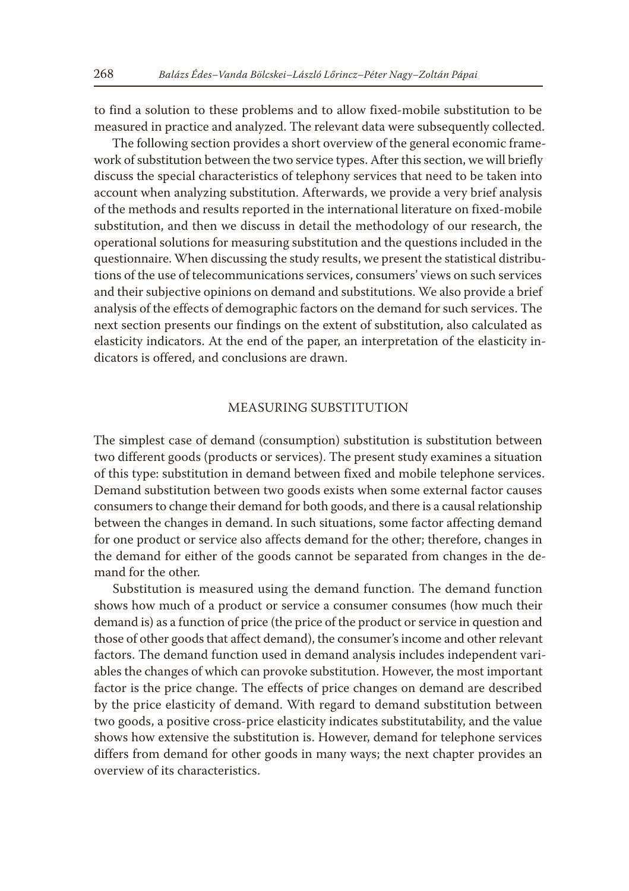to find a solution to these problems and to allow fixed-mobile substitution to be measured in practice and analyzed. The relevant data were subsequently collected.

The following section provides a short overview of the general economic framework of substitution between the two service types. After this section, we will briefly discuss the special characteristics of telephony services that need to be taken into account when analyzing substitution. Afterwards, we provide a very brief analysis of the methods and results reported in the international literature on fixed-mobile substitution, and then we discuss in detail the methodology of our research, the operational solutions for measuring substitution and the questions included in the questionnaire. When discussing the study results, we present the statistical distributions of the use of telecommunications services, consumers' views on such services and their subjective opinions on demand and substitutions. We also provide a brief analysis of the effects of demographic factors on the demand for such services. The next section presents our findings on the extent of substitution, also calculated as elasticity indicators. At the end of the paper, an interpretation of the elasticity indicators is offered, and conclusions are drawn.

## MEASURING SUBSTITUTION

The simplest case of demand (consumption) substitution is substitution between two different goods (products or services). The present study examines a situation of this type: substitution in demand between fixed and mobile telephone services. Demand substitution between two goods exists when some external factor causes consumers to change their demand for both goods, and there is a causal relationship between the changes in demand. In such situations, some factor affecting demand for one product or service also affects demand for the other; therefore, changes in the demand for either of the goods cannot be separated from changes in the demand for the other.

Substitution is measured using the demand function. The demand function shows how much of a product or service a consumer consumes (how much their demand is) as a function of price (the price of the product or service in question and those of other goods that affect demand), the consumer's income and other relevant factors. The demand function used in demand analysis includes independent variables the changes of which can provoke substitution. However, the most important factor is the price change. The effects of price changes on demand are described by the price elasticity of demand. With regard to demand substitution between two goods, a positive cross-price elasticity indicates substitutability, and the value shows how extensive the substitution is. However, demand for telephone services differs from demand for other goods in many ways; the next chapter provides an overview of its characteristics.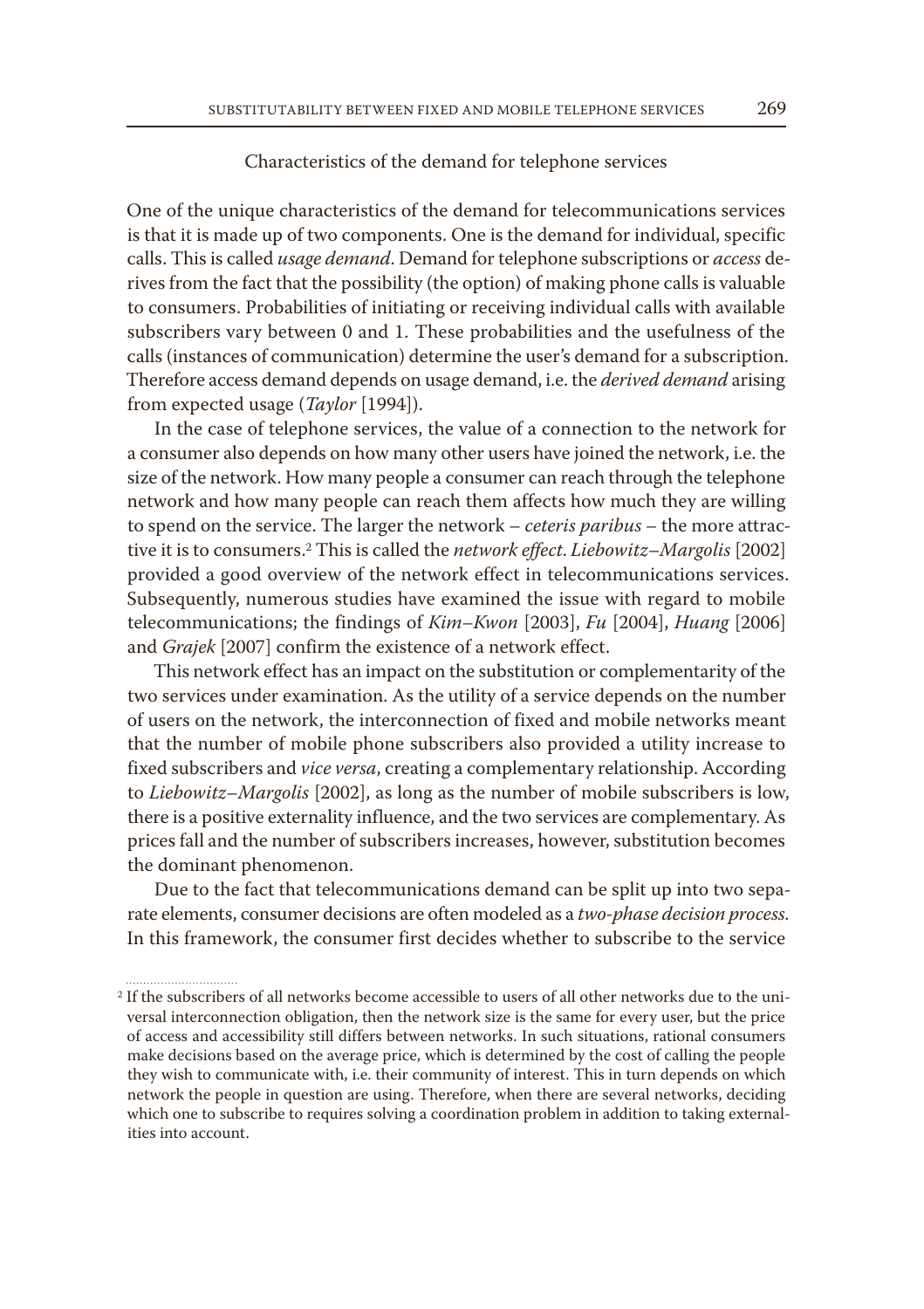## Characteristics of the demand for telephone services

One of the unique characteristics of the demand for telecommunications services is that it is made up of two components. One is the demand for individual, specific calls. This is called *usage demand*. Demand for telephone subscriptions or *access* derives from the fact that the possibility (the option) of making phone calls is valuable to consumers. Probabilities of initiating or receiving individual calls with available subscribers vary between 0 and 1. These probabilities and the usefulness of the calls (instances of communication) determine the user's demand for a subscription. Therefore access demand depends on usage demand, i.e. the *derived demand* arising from expected usage (*Taylor* [1994]).

In the case of telephone services, the value of a connection to the network for a consumer also depends on how many other users have joined the network, i.e. the size of the network. How many people a consumer can reach through the telephone network and how many people can reach them affects how much they are willing to spend on the service. The larger the network – *ceteris paribus* – the more attractive it is to consumers.[2] This is called the *network effect*. *Liebowitz–Margolis* [2002] provided a good overview of the network effect in telecommunications services. Subsequently, numerous studies have examined the issue with regard to mobile telecommunications; the findings of *Kim–Kwon* [2003], *Fu* [2004], *Huang* [2006] and *Grajek* [2007] confirm the existence of a network effect.

This network effect has an impact on the substitution or complementarity of the two services under examination. As the utility of a service depends on the number of users on the network, the interconnection of fixed and mobile networks meant that the number of mobile phone subscribers also provided a utility increase to fixed subscribers and *vice versa*, creating a complementary relationship. According to *Liebowitz–Margolis* [2002], as long as the number of mobile subscribers is low, there is a positive externality influence, and the two services are complementary. As prices fall and the number of subscribers increases, however, substitution becomes the dominant phenomenon.

Due to the fact that telecommunications demand can be split up into two separate elements, consumer decisions are often modeled as a *two-phase decision process*. In this framework, the consumer first decides whether to subscribe to the service

[2] If the subscribers of all networks become accessible to users of all other networks due to the universal interconnection obligation, then the network size is the same for every user, but the price of access and accessibility still differs between networks. In such situations, rational consumers make decisions based on the average price, which is determined by the cost of calling the people they wish to communicate with, i.e. their community of interest. This in turn depends on which network the people in question are using. Therefore, when there are several networks, deciding which one to subscribe to requires solving a coordination problem in addition to taking externalities into account.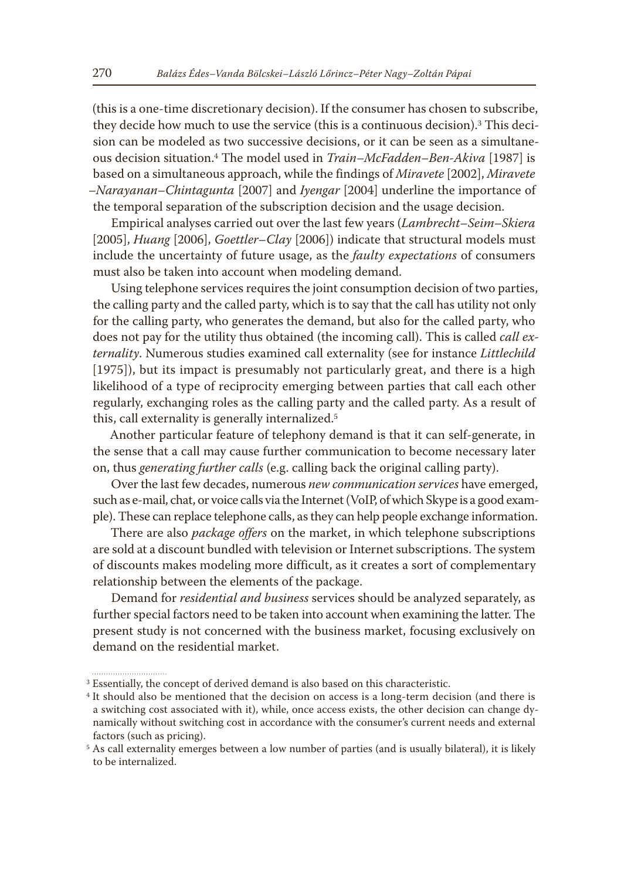(this is a one-time discretionary decision). If the consumer has chosen to subscribe, they decide how much to use the service (this is a continuous decision).[3] This decision can be modeled as two successive decisions, or it can be seen as a simultaneous decision situation.[4] The model used in *Train–McFadden–Ben-Akiva* [1987] is based on a simultaneous approach, while the findings of *Miravete* [2002], *Miravete–Narayanan–Chintagunta* [2007] and *Iyengar* [2004] underline the importance of the temporal separation of the subscription decision and the usage decision.

Empirical analyses carried out over the last few years (*Lambrecht–Seim–Skiera* [2005], *Huang* [2006], *Goettler–Clay* [2006]) indicate that structural models must include the uncertainty of future usage, as the *faulty expectations* of consumers must also be taken into account when modeling demand.

Using telephone services requires the joint consumption decision of two parties, the calling party and the called party, which is to say that the call has utility not only for the calling party, who generates the demand, but also for the called party, who does not pay for the utility thus obtained (the incoming call). This is called *call externality*. Numerous studies examined call externality (see for instance *Littlechild* [1975]), but its impact is presumably not particularly great, and there is a high likelihood of a type of reciprocity emerging between parties that call each other regularly, exchanging roles as the calling party and the called party. As a result of this, call externality is generally internalized.[5]

Another particular feature of telephony demand is that it can self-generate, in the sense that a call may cause further communication to become necessary later on, thus *generating further calls* (e.g. calling back the original calling party).

Over the last few decades, numerous *new communication services* have emerged, such as e-mail, chat, or voice calls via the Internet (VoIP, of which Skype is a good example). These can replace telephone calls, as they can help people exchange information.

There are also *package offers* on the market, in which telephone subscriptions are sold at a discount bundled with television or Internet subscriptions. The system of discounts makes modeling more difficult, as it creates a sort of complementary relationship between the elements of the package.

Demand for *residential and business* services should be analyzed separately, as further special factors need to be taken into account when examining the latter. The present study is not concerned with the business market, focusing exclusively on demand on the residential market.

[3] Essentially, the concept of derived demand is also based on this characteristic.

[4] It should also be mentioned that the decision on access is a long-term decision (and there is a switching cost associated with it), while, once access exists, the other decision can change dynamically without switching cost in accordance with the consumer's current needs and external factors (such as pricing).

[5] As call externality emerges between a low number of parties (and is usually bilateral), it is likely to be internalized.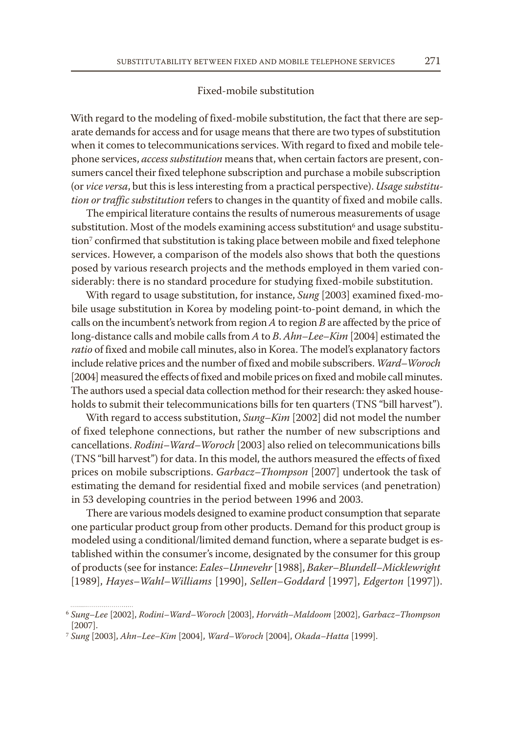## Fixed-mobile substitution

With regard to the modeling of fixed-mobile substitution, the fact that there are separate demands for access and for usage means that there are two types of substitution when it comes to telecommunications services. With regard to fixed and mobile telephone services, *access substitution* means that, when certain factors are present, consumers cancel their fixed telephone subscription and purchase a mobile subscription (or *vice versa*, but this is less interesting from a practical perspective). *Usage substitution or traffic substitution* refers to changes in the quantity of fixed and mobile calls.

The empirical literature contains the results of numerous measurements of usage substitution. Most of the models examining access substitution[6] and usage substitution[7] confirmed that substitution is taking place between mobile and fixed telephone services. However, a comparison of the models also shows that both the questions posed by various research projects and the methods employed in them varied considerably: there is no standard procedure for studying fixed-mobile substitution.

With regard to usage substitution, for instance, *Sung* [2003] examined fixed-mobile usage substitution in Korea by modeling point-to-point demand, in which the calls on the incumbent's network from region *A* to region *B* are affected by the price of long-distance calls and mobile calls from *A* to *B*. *Ahn–Lee–Kim* [2004] estimated the *ratio* of fixed and mobile call minutes, also in Korea. The model's explanatory factors include relative prices and the number of fixed and mobile subscribers. *Ward–Woroch* [2004] measured the effects of fixed and mobile prices on fixed and mobile call minutes. The authors used a special data collection method for their research: they asked households to submit their telecommunications bills for ten quarters (TNS "bill harvest").

With regard to access substitution, *Sung–Kim* [2002] did not model the number of fixed telephone connections, but rather the number of new subscriptions and cancellations. *Rodini–Ward–Woroch* [2003] also relied on telecommunications bills (TNS "bill harvest") for data. In this model, the authors measured the effects of fixed prices on mobile subscriptions. *Garbacz–Thompson* [2007] undertook the task of estimating the demand for residential fixed and mobile services (and penetration) in 53 developing countries in the period between 1996 and 2003.

There are various models designed to examine product consumption that separate one particular product group from other products. Demand for this product group is modeled using a conditional/limited demand function, where a separate budget is established within the consumer's income, designated by the consumer for this group of products (see for instance: *Eales–Unnevehr* [1988], *Baker–Blundell–Micklewright* [1989], *Hayes–Wahl–Williams* [1990], *Sellen–Goddard* [1997], *Edgerton* [1997]).

---

[6] *Sung–Lee* [2002], *Rodini–Ward–Woroch* [2003], *Horváth–Maldoom* [2002], *Garbacz–Thompson* [2007].

[7] *Sung* [2003], *Ahn–Lee–Kim* [2004], *Ward–Woroch* [2004], *Okada–Hatta* [1999].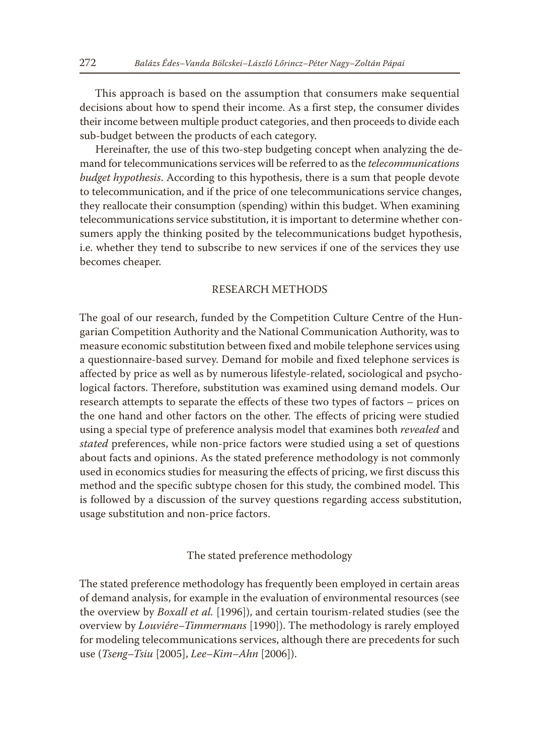This approach is based on the assumption that consumers make sequential decisions about how to spend their income. As a first step, the consumer divides their income between multiple product categories, and then proceeds to divide each sub-budget between the products of each category.

Hereinafter, the use of this two-step budgeting concept when analyzing the demand for telecommunications services will be referred to as the *telecommunications budget hypothesis*. According to this hypothesis, there is a sum that people devote to telecommunication, and if the price of one telecommunications service changes, they reallocate their consumption (spending) within this budget. When examining telecommunications service substitution, it is important to determine whether consumers apply the thinking posited by the telecommunications budget hypothesis, i.e. whether they tend to subscribe to new services if one of the services they use becomes cheaper.

## RESEARCH METHODS

The goal of our research, funded by the Competition Culture Centre of the Hungarian Competition Authority and the National Communication Authority, was to measure economic substitution between fixed and mobile telephone services using a questionnaire-based survey. Demand for mobile and fixed telephone services is affected by price as well as by numerous lifestyle-related, sociological and psychological factors. Therefore, substitution was examined using demand models. Our research attempts to separate the effects of these two types of factors – prices on the one hand and other factors on the other. The effects of pricing were studied using a special type of preference analysis model that examines both *revealed* and *stated* preferences, while non-price factors were studied using a set of questions about facts and opinions. As the stated preference methodology is not commonly used in economics studies for measuring the effects of pricing, we first discuss this method and the specific subtype chosen for this study, the combined model. This is followed by a discussion of the survey questions regarding access substitution, usage substitution and non-price factors.

### The stated preference methodology

The stated preference methodology has frequently been employed in certain areas of demand analysis, for example in the evaluation of environmental resources (see the overview by *Boxall et al.* [1996]), and certain tourism-related studies (see the overview by *Louviére–Timmermans* [1990]). The methodology is rarely employed for modeling telecommunications services, although there are precedents for such use (*Tseng–Tsiu* [2005], *Lee–Kim–Ahn* [2006]).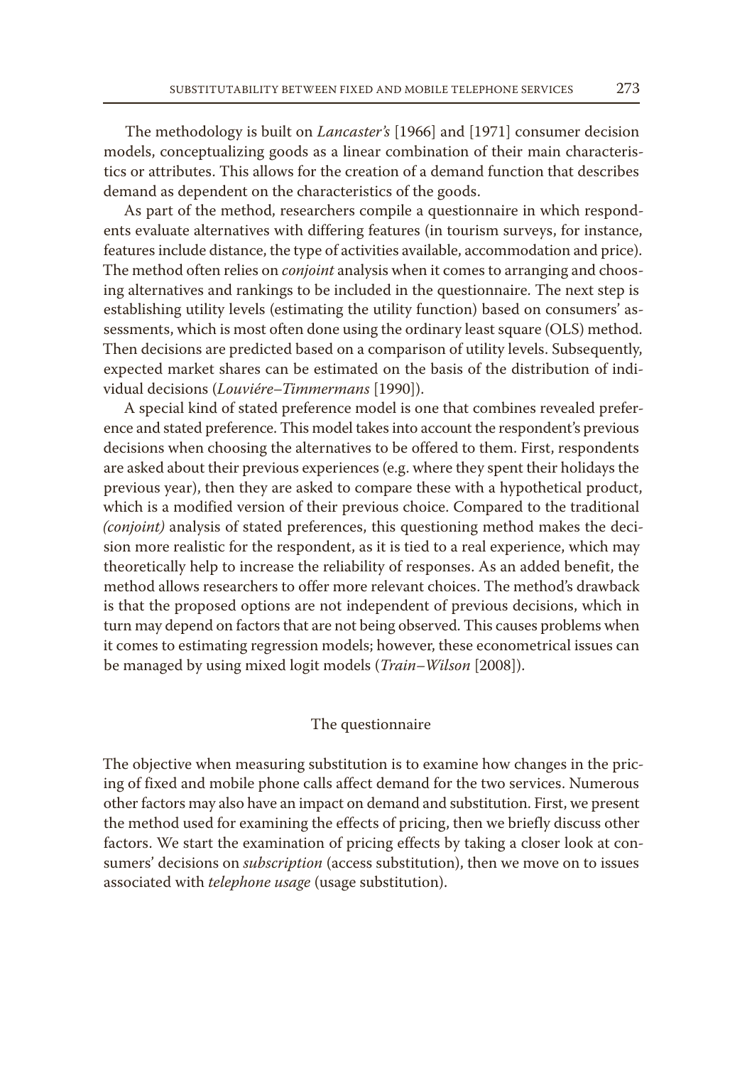The methodology is built on *Lancaster's* [1966] and [1971] consumer decision models, conceptualizing goods as a linear combination of their main characteristics or attributes. This allows for the creation of a demand function that describes demand as dependent on the characteristics of the goods.

As part of the method, researchers compile a questionnaire in which respondents evaluate alternatives with differing features (in tourism surveys, for instance, features include distance, the type of activities available, accommodation and price). The method often relies on *conjoint* analysis when it comes to arranging and choosing alternatives and rankings to be included in the questionnaire. The next step is establishing utility levels (estimating the utility function) based on consumers' assessments, which is most often done using the ordinary least square (OLS) method. Then decisions are predicted based on a comparison of utility levels. Subsequently, expected market shares can be estimated on the basis of the distribution of individual decisions (*Louviére–Timmermans* [1990]).

A special kind of stated preference model is one that combines revealed preference and stated preference. This model takes into account the respondent's previous decisions when choosing the alternatives to be offered to them. First, respondents are asked about their previous experiences (e.g. where they spent their holidays the previous year), then they are asked to compare these with a hypothetical product, which is a modified version of their previous choice. Compared to the traditional *(conjoint)* analysis of stated preferences, this questioning method makes the decision more realistic for the respondent, as it is tied to a real experience, which may theoretically help to increase the reliability of responses. As an added benefit, the method allows researchers to offer more relevant choices. The method's drawback is that the proposed options are not independent of previous decisions, which in turn may depend on factors that are not being observed. This causes problems when it comes to estimating regression models; however, these econometrical issues can be managed by using mixed logit models (*Train–Wilson* [2008]).

## The questionnaire

The objective when measuring substitution is to examine how changes in the pricing of fixed and mobile phone calls affect demand for the two services. Numerous other factors may also have an impact on demand and substitution. First, we present the method used for examining the effects of pricing, then we briefly discuss other factors. We start the examination of pricing effects by taking a closer look at consumers' decisions on *subscription* (access substitution), then we move on to issues associated with *telephone usage* (usage substitution).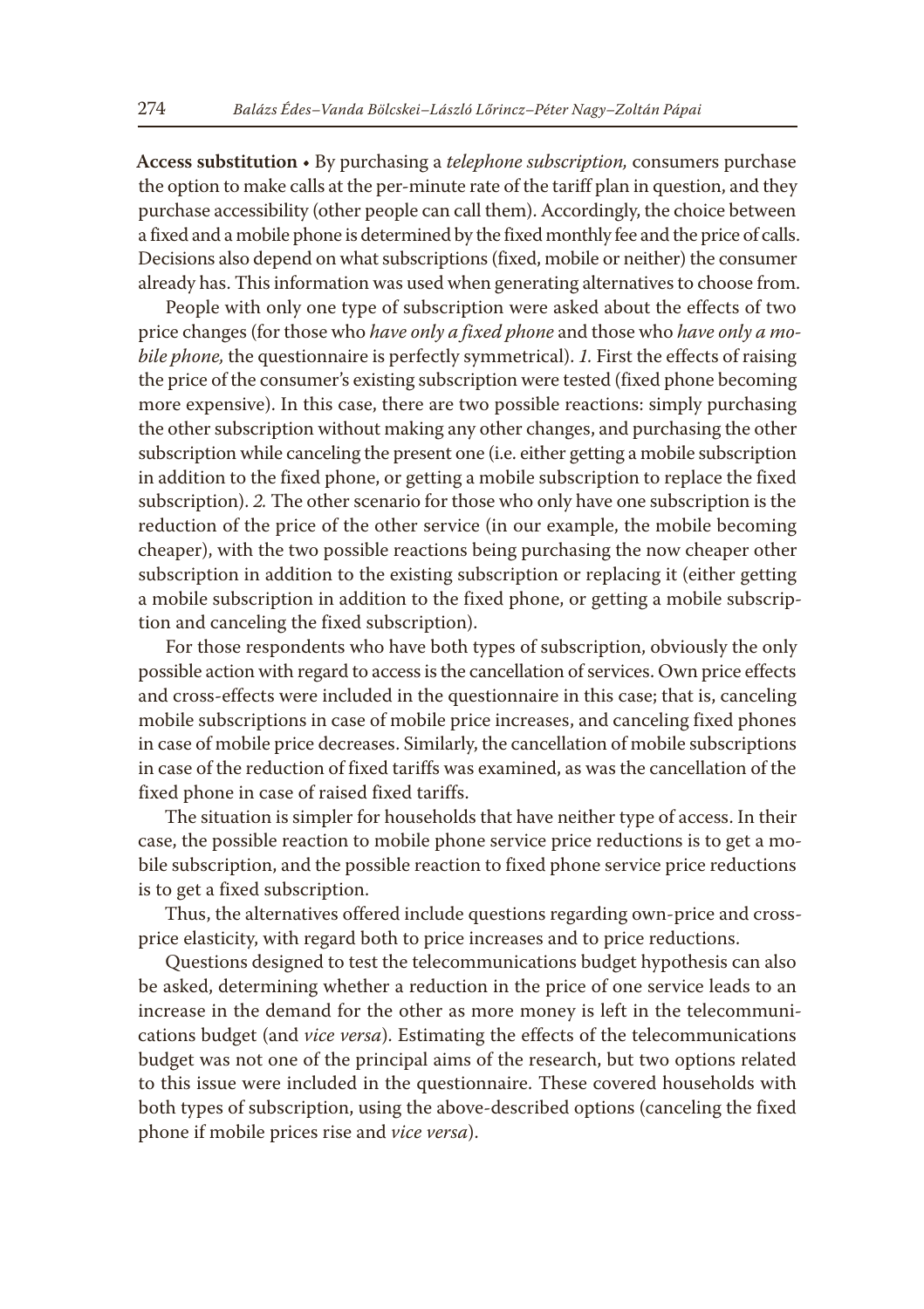**Access substitution** • By purchasing a *telephone subscription,* consumers purchase the option to make calls at the per-minute rate of the tariff plan in question, and they purchase accessibility (other people can call them). Accordingly, the choice between a fixed and a mobile phone is determined by the fixed monthly fee and the price of calls. Decisions also depend on what subscriptions (fixed, mobile or neither) the consumer already has. This information was used when generating alternatives to choose from.

People with only one type of subscription were asked about the effects of two price changes (for those who *have only a fixed phone* and those who *have only a mobile phone,* the questionnaire is perfectly symmetrical). *1.* First the effects of raising the price of the consumer's existing subscription were tested (fixed phone becoming more expensive). In this case, there are two possible reactions: simply purchasing the other subscription without making any other changes, and purchasing the other subscription while canceling the present one (i.e. either getting a mobile subscription in addition to the fixed phone, or getting a mobile subscription to replace the fixed subscription). *2.* The other scenario for those who only have one subscription is the reduction of the price of the other service (in our example, the mobile becoming cheaper), with the two possible reactions being purchasing the now cheaper other subscription in addition to the existing subscription or replacing it (either getting a mobile subscription in addition to the fixed phone, or getting a mobile subscription and canceling the fixed subscription).

For those respondents who have both types of subscription, obviously the only possible action with regard to access is the cancellation of services. Own price effects and cross-effects were included in the questionnaire in this case; that is, canceling mobile subscriptions in case of mobile price increases, and canceling fixed phones in case of mobile price decreases. Similarly, the cancellation of mobile subscriptions in case of the reduction of fixed tariffs was examined, as was the cancellation of the fixed phone in case of raised fixed tariffs.

The situation is simpler for households that have neither type of access. In their case, the possible reaction to mobile phone service price reductions is to get a mobile subscription, and the possible reaction to fixed phone service price reductions is to get a fixed subscription.

Thus, the alternatives offered include questions regarding own-price and cross-price elasticity, with regard both to price increases and to price reductions.

Questions designed to test the telecommunications budget hypothesis can also be asked, determining whether a reduction in the price of one service leads to an increase in the demand for the other as more money is left in the telecommunications budget (and *vice versa*). Estimating the effects of the telecommunications budget was not one of the principal aims of the research, but two options related to this issue were included in the questionnaire. These covered households with both types of subscription, using the above-described options (canceling the fixed phone if mobile prices rise and *vice versa*).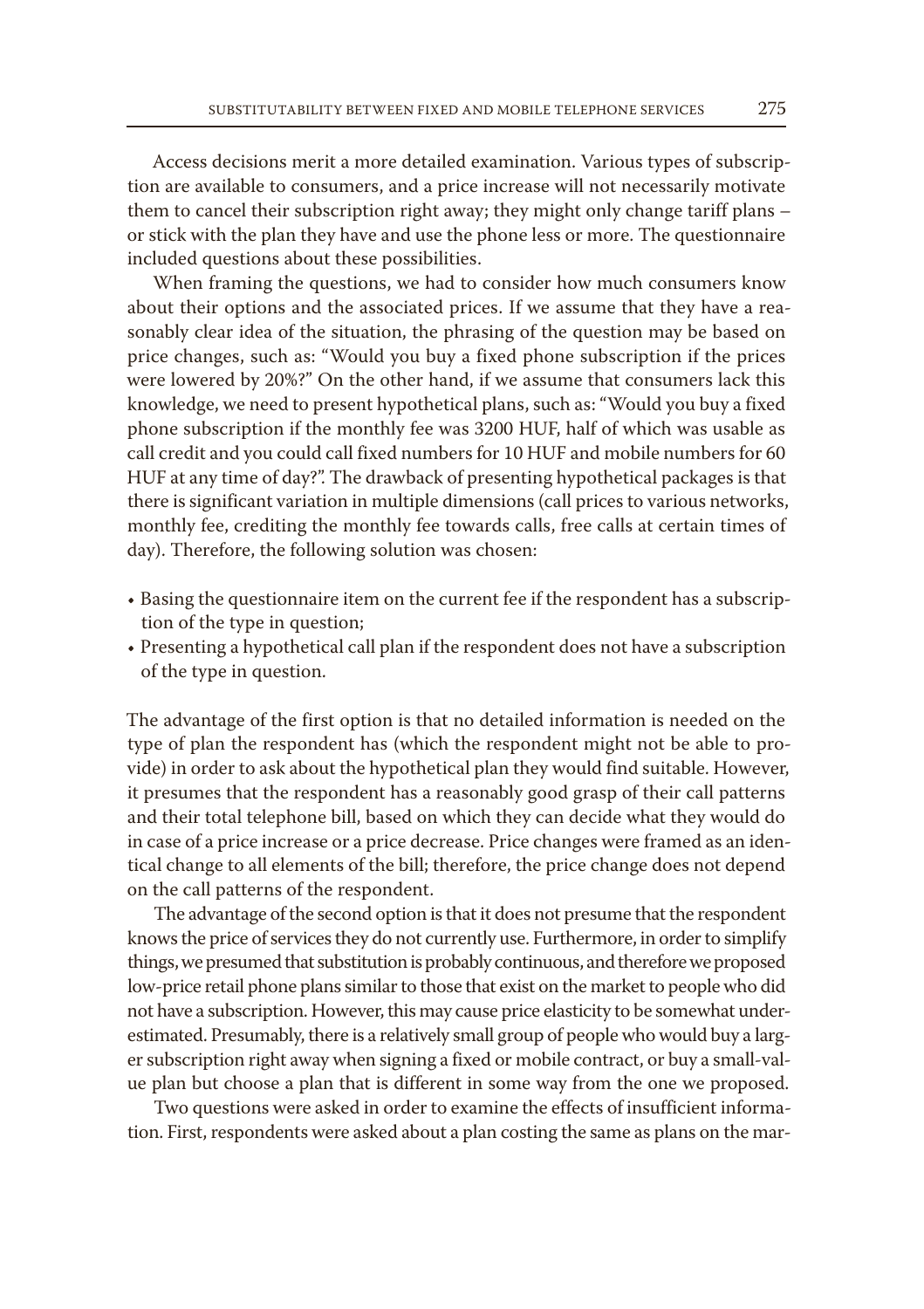Access decisions merit a more detailed examination. Various types of subscription are available to consumers, and a price increase will not necessarily motivate them to cancel their subscription right away; they might only change tariff plans – or stick with the plan they have and use the phone less or more. The questionnaire included questions about these possibilities.

When framing the questions, we had to consider how much consumers know about their options and the associated prices. If we assume that they have a reasonably clear idea of the situation, the phrasing of the question may be based on price changes, such as: "Would you buy a fixed phone subscription if the prices were lowered by 20%?" On the other hand, if we assume that consumers lack this knowledge, we need to present hypothetical plans, such as: "Would you buy a fixed phone subscription if the monthly fee was 3200 HUF, half of which was usable as call credit and you could call fixed numbers for 10 HUF and mobile numbers for 60 HUF at any time of day?". The drawback of presenting hypothetical packages is that there is significant variation in multiple dimensions (call prices to various networks, monthly fee, crediting the monthly fee towards calls, free calls at certain times of day). Therefore, the following solution was chosen:

- Basing the questionnaire item on the current fee if the respondent has a subscription of the type in question;
- Presenting a hypothetical call plan if the respondent does not have a subscription of the type in question.

The advantage of the first option is that no detailed information is needed on the type of plan the respondent has (which the respondent might not be able to provide) in order to ask about the hypothetical plan they would find suitable. However, it presumes that the respondent has a reasonably good grasp of their call patterns and their total telephone bill, based on which they can decide what they would do in case of a price increase or a price decrease. Price changes were framed as an identical change to all elements of the bill; therefore, the price change does not depend on the call patterns of the respondent.

The advantage of the second option is that it does not presume that the respondent knows the price of services they do not currently use. Furthermore, in order to simplify things, we presumed that substitution is probably continuous, and therefore we proposed low-price retail phone plans similar to those that exist on the market to people who did not have a subscription. However, this may cause price elasticity to be somewhat underestimated. Presumably, there is a relatively small group of people who would buy a larger subscription right away when signing a fixed or mobile contract, or buy a small-value plan but choose a plan that is different in some way from the one we proposed.

Two questions were asked in order to examine the effects of insufficient information. First, respondents were asked about a plan costing the same as plans on the mar-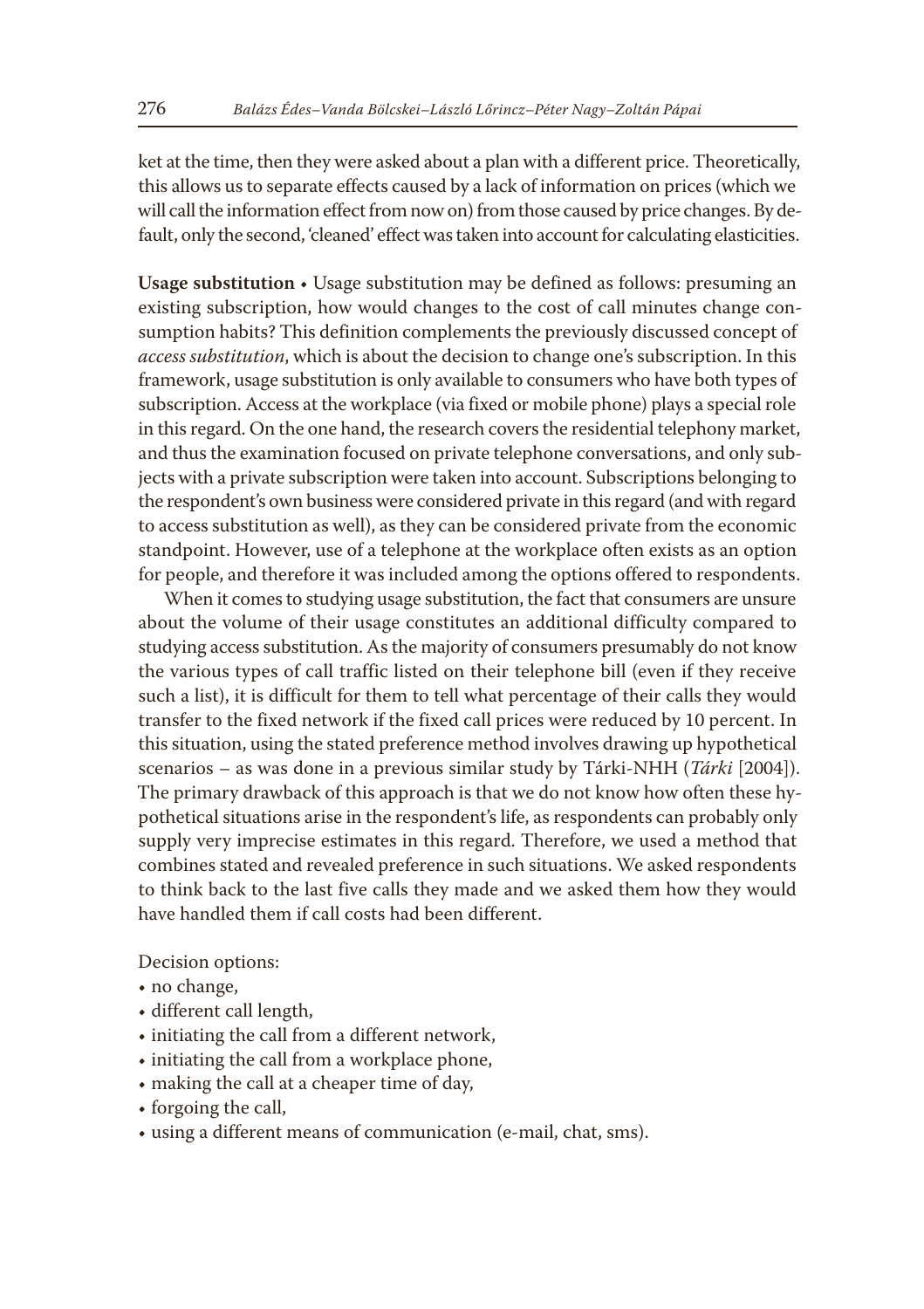ket at the time, then they were asked about a plan with a different price. Theoretically, this allows us to separate effects caused by a lack of information on prices (which we will call the information effect from now on) from those caused by price changes. By default, only the second, 'cleaned' effect was taken into account for calculating elasticities.

**Usage substitution** • Usage substitution may be defined as follows: presuming an existing subscription, how would changes to the cost of call minutes change consumption habits? This definition complements the previously discussed concept of *access substitution*, which is about the decision to change one's subscription. In this framework, usage substitution is only available to consumers who have both types of subscription. Access at the workplace (via fixed or mobile phone) plays a special role in this regard. On the one hand, the research covers the residential telephony market, and thus the examination focused on private telephone conversations, and only subjects with a private subscription were taken into account. Subscriptions belonging to the respondent's own business were considered private in this regard (and with regard to access substitution as well), as they can be considered private from the economic standpoint. However, use of a telephone at the workplace often exists as an option for people, and therefore it was included among the options offered to respondents.

When it comes to studying usage substitution, the fact that consumers are unsure about the volume of their usage constitutes an additional difficulty compared to studying access substitution. As the majority of consumers presumably do not know the various types of call traffic listed on their telephone bill (even if they receive such a list), it is difficult for them to tell what percentage of their calls they would transfer to the fixed network if the fixed call prices were reduced by 10 percent. In this situation, using the stated preference method involves drawing up hypothetical scenarios – as was done in a previous similar study by Tárki-NHH (*Tárki* [2004]). The primary drawback of this approach is that we do not know how often these hypothetical situations arise in the respondent's life, as respondents can probably only supply very imprecise estimates in this regard. Therefore, we used a method that combines stated and revealed preference in such situations. We asked respondents to think back to the last five calls they made and we asked them how they would have handled them if call costs had been different.

Decision options:

- no change,
- different call length,
- initiating the call from a different network,
- initiating the call from a workplace phone,
- making the call at a cheaper time of day,
- forgoing the call,
- using a different means of communication (e-mail, chat, sms).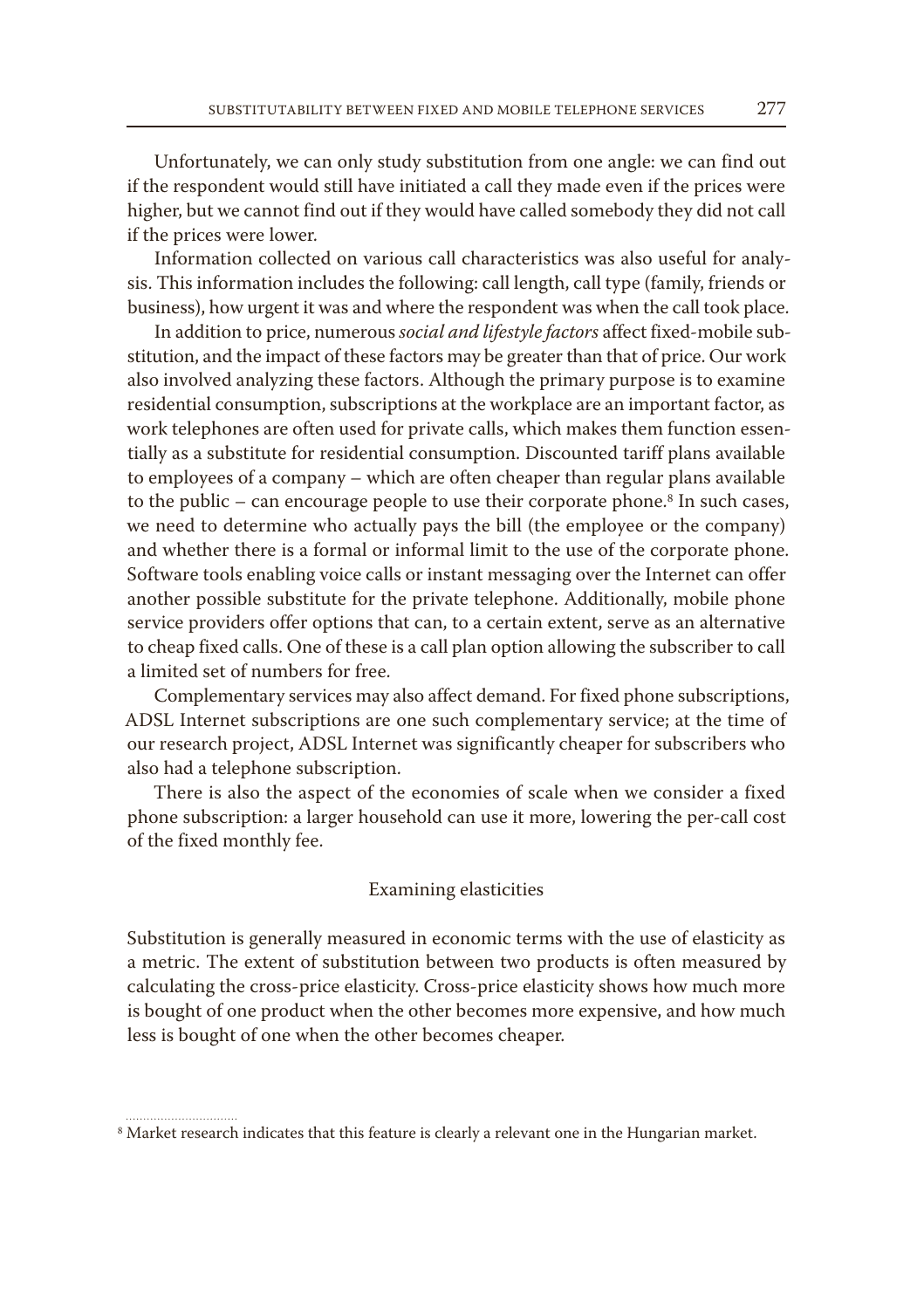Unfortunately, we can only study substitution from one angle: we can find out if the respondent would still have initiated a call they made even if the prices were higher, but we cannot find out if they would have called somebody they did not call if the prices were lower.

Information collected on various call characteristics was also useful for analysis. This information includes the following: call length, call type (family, friends or business), how urgent it was and where the respondent was when the call took place.

In addition to price, numerous *social and lifestyle factors* affect fixed-mobile substitution, and the impact of these factors may be greater than that of price. Our work also involved analyzing these factors. Although the primary purpose is to examine residential consumption, subscriptions at the workplace are an important factor, as work telephones are often used for private calls, which makes them function essentially as a substitute for residential consumption. Discounted tariff plans available to employees of a company – which are often cheaper than regular plans available to the public – can encourage people to use their corporate phone.[8] In such cases, we need to determine who actually pays the bill (the employee or the company) and whether there is a formal or informal limit to the use of the corporate phone. Software tools enabling voice calls or instant messaging over the Internet can offer another possible substitute for the private telephone. Additionally, mobile phone service providers offer options that can, to a certain extent, serve as an alternative to cheap fixed calls. One of these is a call plan option allowing the subscriber to call a limited set of numbers for free.

Complementary services may also affect demand. For fixed phone subscriptions, ADSL Internet subscriptions are one such complementary service; at the time of our research project, ADSL Internet was significantly cheaper for subscribers who also had a telephone subscription.

There is also the aspect of the economies of scale when we consider a fixed phone subscription: a larger household can use it more, lowering the per-call cost of the fixed monthly fee.

### Examining elasticities

Substitution is generally measured in economic terms with the use of elasticity as a metric. The extent of substitution between two products is often measured by calculating the cross-price elasticity. Cross-price elasticity shows how much more is bought of one product when the other becomes more expensive, and how much less is bought of one when the other becomes cheaper.

[8] Market research indicates that this feature is clearly a relevant one in the Hungarian market.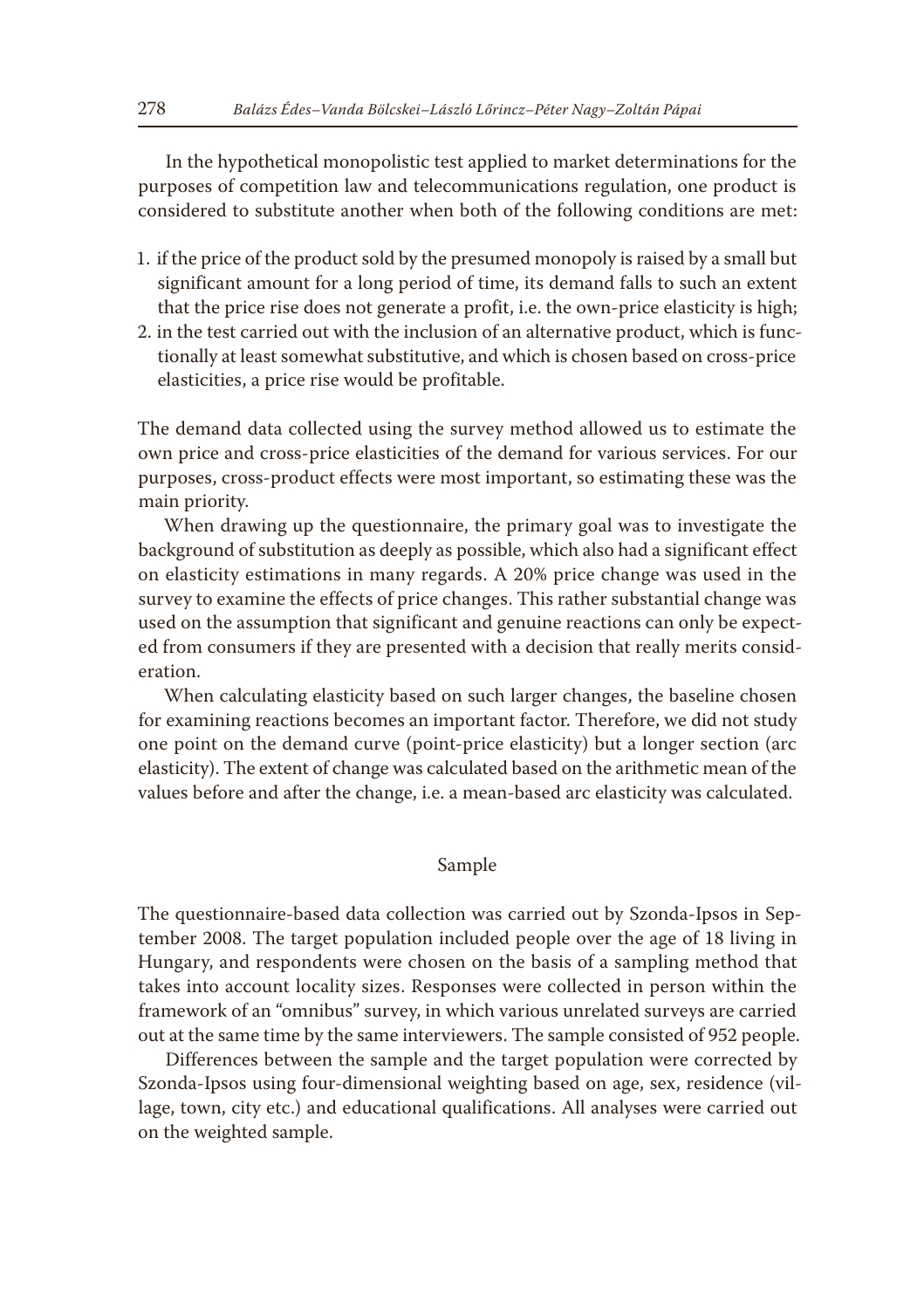In the hypothetical monopolistic test applied to market determinations for the purposes of competition law and telecommunications regulation, one product is considered to substitute another when both of the following conditions are met:

1. if the price of the product sold by the presumed monopoly is raised by a small but significant amount for a long period of time, its demand falls to such an extent that the price rise does not generate a profit, i.e. the own-price elasticity is high;
2. in the test carried out with the inclusion of an alternative product, which is functionally at least somewhat substitutive, and which is chosen based on cross-price elasticities, a price rise would be profitable.

The demand data collected using the survey method allowed us to estimate the own price and cross-price elasticities of the demand for various services. For our purposes, cross-product effects were most important, so estimating these was the main priority.

When drawing up the questionnaire, the primary goal was to investigate the background of substitution as deeply as possible, which also had a significant effect on elasticity estimations in many regards. A 20% price change was used in the survey to examine the effects of price changes. This rather substantial change was used on the assumption that significant and genuine reactions can only be expected from consumers if they are presented with a decision that really merits consideration.

When calculating elasticity based on such larger changes, the baseline chosen for examining reactions becomes an important factor. Therefore, we did not study one point on the demand curve (point-price elasticity) but a longer section (arc elasticity). The extent of change was calculated based on the arithmetic mean of the values before and after the change, i.e. a mean-based arc elasticity was calculated.

## Sample

The questionnaire-based data collection was carried out by Szonda-Ipsos in September 2008. The target population included people over the age of 18 living in Hungary, and respondents were chosen on the basis of a sampling method that takes into account locality sizes. Responses were collected in person within the framework of an "omnibus" survey, in which various unrelated surveys are carried out at the same time by the same interviewers. The sample consisted of 952 people.

Differences between the sample and the target population were corrected by Szonda-Ipsos using four-dimensional weighting based on age, sex, residence (village, town, city etc.) and educational qualifications. All analyses were carried out on the weighted sample.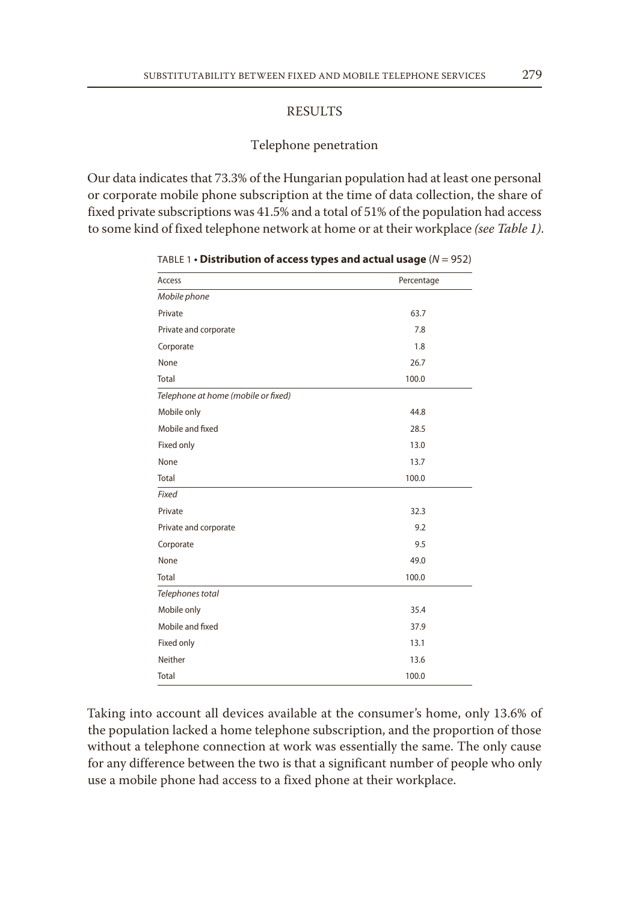## RESULTS

### Telephone penetration

Our data indicates that 73.3% of the Hungarian population had at least one personal or corporate mobile phone subscription at the time of data collection, the share of fixed private subscriptions was 41.5% and a total of 51% of the population had access to some kind of fixed telephone network at home or at their workplace *(see Table 1)*.

TABLE 1 • **Distribution of access types and actual usage** ($N$ = 952)

| Access | Percentage |
|---|---|
| *Mobile phone* | |
| Private | 63.7 |
| Private and corporate | 7.8 |
| Corporate | 1.8 |
| None | 26.7 |
| Total | 100.0 |
| *Telephone at home (mobile or fixed)* | |
| Mobile only | 44.8 |
| Mobile and fixed | 28.5 |
| Fixed only | 13.0 |
| None | 13.7 |
| Total | 100.0 |
| *Fixed* | |
| Private | 32.3 |
| Private and corporate | 9.2 |
| Corporate | 9.5 |
| None | 49.0 |
| Total | 100.0 |
| *Telephones total* | |
| Mobile only | 35.4 |
| Mobile and fixed | 37.9 |
| Fixed only | 13.1 |
| Neither | 13.6 |
| Total | 100.0 |

Taking into account all devices available at the consumer's home, only 13.6% of the population lacked a home telephone subscription, and the proportion of those without a telephone connection at work was essentially the same. The only cause for any difference between the two is that a significant number of people who only use a mobile phone had access to a fixed phone at their workplace.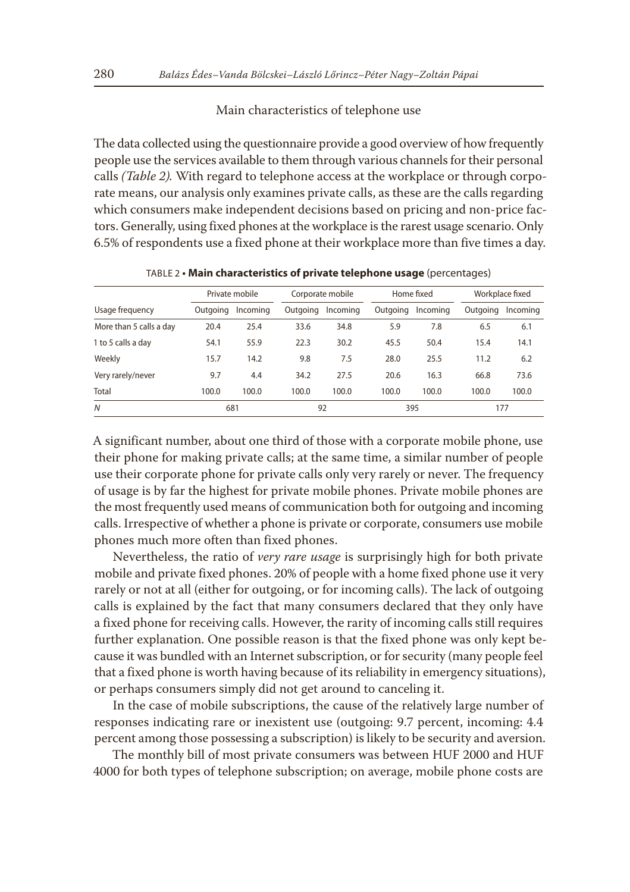### Main characteristics of telephone use

The data collected using the questionnaire provide a good overview of how frequently people use the services available to them through various channels for their personal calls *(Table 2).* With regard to telephone access at the workplace or through corporate means, our analysis only examines private calls, as these are the calls regarding which consumers make independent decisions based on pricing and non-price factors. Generally, using fixed phones at the workplace is the rarest usage scenario. Only 6.5% of respondents use a fixed phone at their workplace more than five times a day.

TABLE 2 • **Main characteristics of private telephone usage** (percentages)

| Usage frequency | Private mobile | | Corporate mobile | | Home fixed | | Workplace fixed | |
|---|---|---|---|---|---|---|---|---|
| | Outgoing | Incoming | Outgoing | Incoming | Outgoing | Incoming | Outgoing | Incoming |
| More than 5 calls a day | 20.4 | 25.4 | 33.6 | 34.8 | 5.9 | 7.8 | 6.5 | 6.1 |
| 1 to 5 calls a day | 54.1 | 55.9 | 22.3 | 30.2 | 45.5 | 50.4 | 15.4 | 14.1 |
| Weekly | 15.7 | 14.2 | 9.8 | 7.5 | 28.0 | 25.5 | 11.2 | 6.2 |
| Very rarely/never | 9.7 | 4.4 | 34.2 | 27.5 | 20.6 | 16.3 | 66.8 | 73.6 |
| Total | 100.0 | 100.0 | 100.0 | 100.0 | 100.0 | 100.0 | 100.0 | 100.0 |
| *N* | 681 | | 92 | | 395 | | 177 | |

A significant number, about one third of those with a corporate mobile phone, use their phone for making private calls; at the same time, a similar number of people use their corporate phone for private calls only very rarely or never. The frequency of usage is by far the highest for private mobile phones. Private mobile phones are the most frequently used means of communication both for outgoing and incoming calls. Irrespective of whether a phone is private or corporate, consumers use mobile phones much more often than fixed phones.

Nevertheless, the ratio of *very rare usage* is surprisingly high for both private mobile and private fixed phones. 20% of people with a home fixed phone use it very rarely or not at all (either for outgoing, or for incoming calls). The lack of outgoing calls is explained by the fact that many consumers declared that they only have a fixed phone for receiving calls. However, the rarity of incoming calls still requires further explanation. One possible reason is that the fixed phone was only kept because it was bundled with an Internet subscription, or for security (many people feel that a fixed phone is worth having because of its reliability in emergency situations), or perhaps consumers simply did not get around to canceling it.

In the case of mobile subscriptions, the cause of the relatively large number of responses indicating rare or inexistent use (outgoing: 9.7 percent, incoming: 4.4 percent among those possessing a subscription) is likely to be security and aversion.

The monthly bill of most private consumers was between HUF 2000 and HUF 4000 for both types of telephone subscription; on average, mobile phone costs are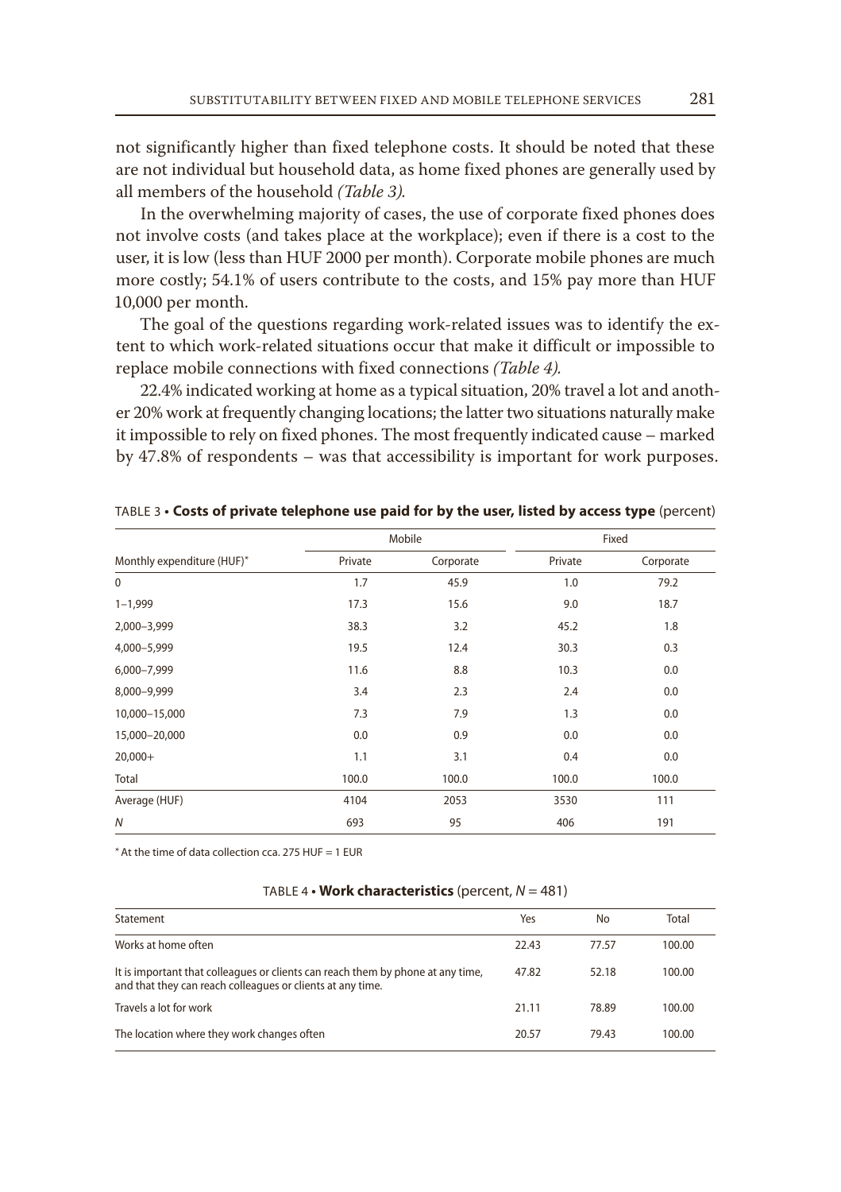not significantly higher than fixed telephone costs. It should be noted that these are not individual but household data, as home fixed phones are generally used by all members of the household *(Table 3).*

In the overwhelming majority of cases, the use of corporate fixed phones does not involve costs (and takes place at the workplace); even if there is a cost to the user, it is low (less than HUF 2000 per month). Corporate mobile phones are much more costly; 54.1% of users contribute to the costs, and 15% pay more than HUF 10,000 per month.

The goal of the questions regarding work-related issues was to identify the extent to which work-related situations occur that make it difficult or impossible to replace mobile connections with fixed connections *(Table 4).*

22.4% indicated working at home as a typical situation, 20% travel a lot and another 20% work at frequently changing locations; the latter two situations naturally make it impossible to rely on fixed phones. The most frequently indicated cause – marked by 47.8% of respondents – was that accessibility is important for work purposes.

TABLE 3 • **Costs of private telephone use paid for by the user, listed by access type** (percent)

| | Mobile | | Fixed | |
|---|---|---|---|---|
| Monthly expenditure (HUF)* | Private | Corporate | Private | Corporate |
| 0 | 1.7 | 45.9 | 1.0 | 79.2 |
| 1–1,999 | 17.3 | 15.6 | 9.0 | 18.7 |
| 2,000–3,999 | 38.3 | 3.2 | 45.2 | 1.8 |
| 4,000–5,999 | 19.5 | 12.4 | 30.3 | 0.3 |
| 6,000–7,999 | 11.6 | 8.8 | 10.3 | 0.0 |
| 8,000–9,999 | 3.4 | 2.3 | 2.4 | 0.0 |
| 10,000–15,000 | 7.3 | 7.9 | 1.3 | 0.0 |
| 15,000–20,000 | 0.0 | 0.9 | 0.0 | 0.0 |
| 20,000+ | 1.1 | 3.1 | 0.4 | 0.0 |
| Total | 100.0 | 100.0 | 100.0 | 100.0 |
| Average (HUF) | 4104 | 2053 | 3530 | 111 |
| *N* | 693 | 95 | 406 | 191 |

\* At the time of data collection cca. 275 HUF = 1 EUR

TABLE 4 • **Work characteristics** (percent, *N* = 481)

| Statement | Yes | No | Total |
|---|---|---|---|
| Works at home often | 22.43 | 77.57 | 100.00 |
| It is important that colleagues or clients can reach them by phone at any time, and that they can reach colleagues or clients at any time. | 47.82 | 52.18 | 100.00 |
| Travels a lot for work | 21.11 | 78.89 | 100.00 |
| The location where they work changes often | 20.57 | 79.43 | 100.00 |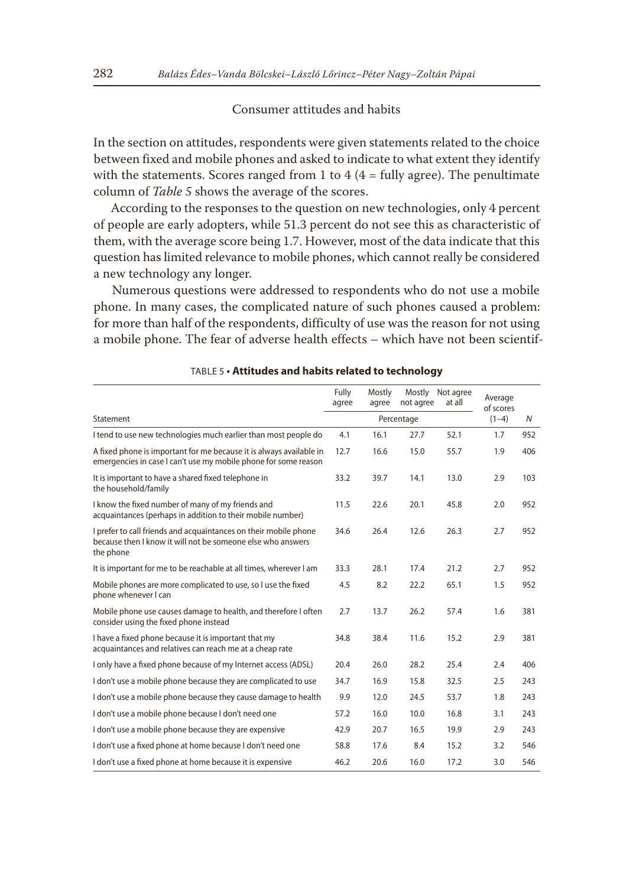## Consumer attitudes and habits

In the section on attitudes, respondents were given statements related to the choice between fixed and mobile phones and asked to indicate to what extent they identify with the statements. Scores ranged from 1 to 4 (4 = fully agree). The penultimate column of *Table 5* shows the average of the scores.

According to the responses to the question on new technologies, only 4 percent of people are early adopters, while 51.3 percent do not see this as characteristic of them, with the average score being 1.7. However, most of the data indicate that this question has limited relevance to mobile phones, which cannot really be considered a new technology any longer.

Numerous questions were addressed to respondents who do not use a mobile phone. In many cases, the complicated nature of such phones caused a problem: for more than half of the respondents, difficulty of use was the reason for not using a mobile phone. The fear of adverse health effects – which have not been scientif-

TABLE 5 • **Attitudes and habits related to technology**

| Statement | Fully agree | Mostly agree | Mostly not agree | Not agree at all | Average of scores (1–4) | *N* |
|---|---|---|---|---|---|---|
| | Percentage | | | | | |
| I tend to use new technologies much earlier than most people do | 4.1 | 16.1 | 27.7 | 52.1 | 1.7 | 952 |
| A fixed phone is important for me because it is always available in emergencies in case I can't use my mobile phone for some reason | 12.7 | 16.6 | 15.0 | 55.7 | 1.9 | 406 |
| It is important to have a shared fixed telephone in the household/family | 33.2 | 39.7 | 14.1 | 13.0 | 2.9 | 103 |
| I know the fixed number of many of my friends and acquaintances (perhaps in addition to their mobile number) | 11.5 | 22.6 | 20.1 | 45.8 | 2.0 | 952 |
| I prefer to call friends and acquaintances on their mobile phone because then I know it will not be someone else who answers the phone | 34.6 | 26.4 | 12.6 | 26.3 | 2.7 | 952 |
| It is important for me to be reachable at all times, wherever I am | 33.3 | 28.1 | 17.4 | 21.2 | 2.7 | 952 |
| Mobile phones are more complicated to use, so I use the fixed phone whenever I can | 4.5 | 8.2 | 22.2 | 65.1 | 1.5 | 952 |
| Mobile phone use causes damage to health, and therefore I often consider using the fixed phone instead | 2.7 | 13.7 | 26.2 | 57.4 | 1.6 | 381 |
| I have a fixed phone because it is important that my acquaintances and relatives can reach me at a cheap rate | 34.8 | 38.4 | 11.6 | 15.2 | 2.9 | 381 |
| I only have a fixed phone because of my Internet access (ADSL) | 20.4 | 26.0 | 28.2 | 25.4 | 2.4 | 406 |
| I don't use a mobile phone because they are complicated to use | 34.7 | 16.9 | 15.8 | 32.5 | 2.5 | 243 |
| I don't use a mobile phone because they cause damage to health | 9.9 | 12.0 | 24.5 | 53.7 | 1.8 | 243 |
| I don't use a mobile phone because I don't need one | 57.2 | 16.0 | 10.0 | 16.8 | 3.1 | 243 |
| I don't use a mobile phone because they are expensive | 42.9 | 20.7 | 16.5 | 19.9 | 2.9 | 243 |
| I don't use a fixed phone at home because I don't need one | 58.8 | 17.6 | 8.4 | 15.2 | 3.2 | 546 |
| I don't use a fixed phone at home because it is expensive | 46.2 | 20.6 | 16.0 | 17.2 | 3.0 | 546 |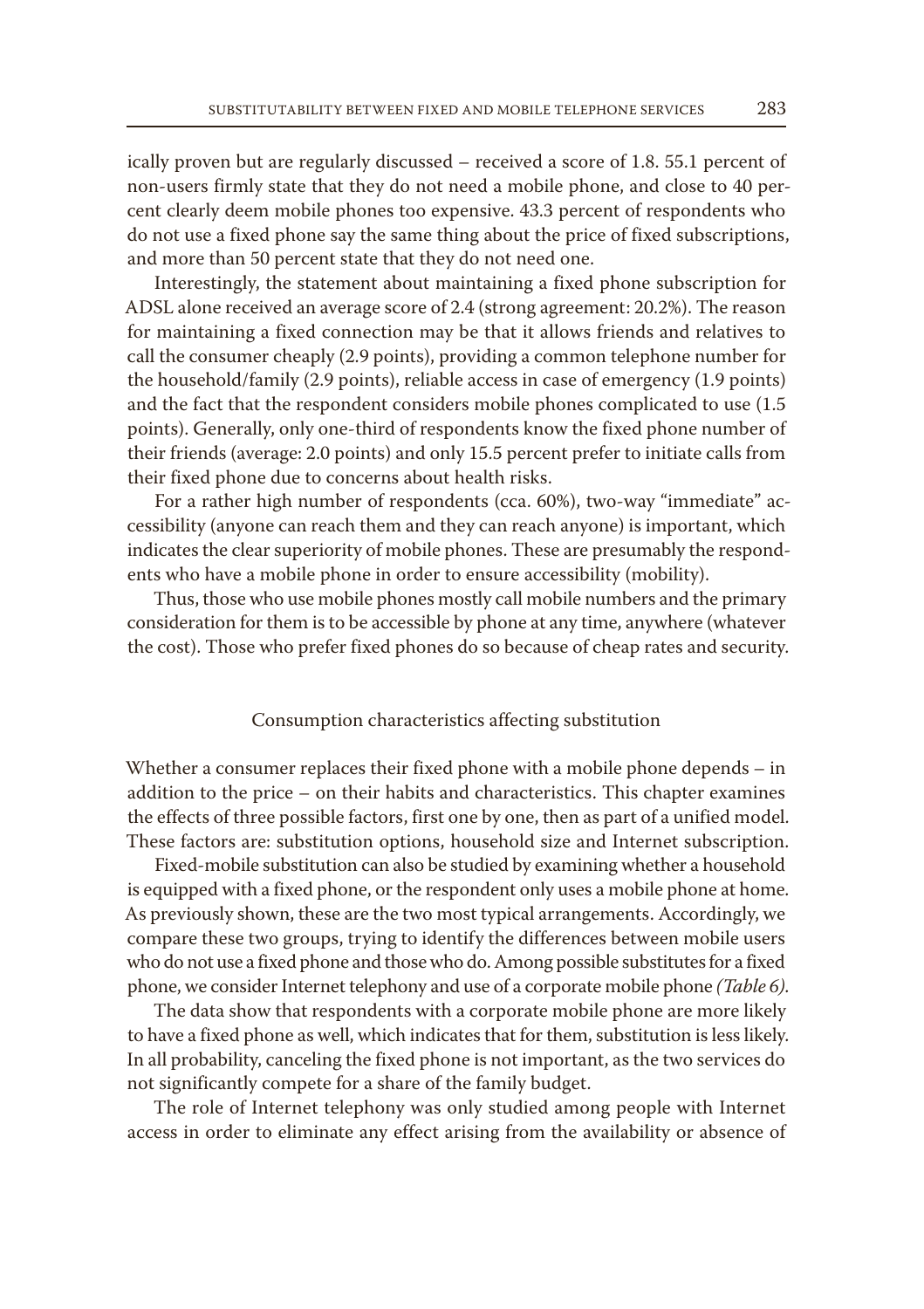ically proven but are regularly discussed – received a score of 1.8. 55.1 percent of non-users firmly state that they do not need a mobile phone, and close to 40 percent clearly deem mobile phones too expensive. 43.3 percent of respondents who do not use a fixed phone say the same thing about the price of fixed subscriptions, and more than 50 percent state that they do not need one.

Interestingly, the statement about maintaining a fixed phone subscription for ADSL alone received an average score of 2.4 (strong agreement: 20.2%). The reason for maintaining a fixed connection may be that it allows friends and relatives to call the consumer cheaply (2.9 points), providing a common telephone number for the household/family (2.9 points), reliable access in case of emergency (1.9 points) and the fact that the respondent considers mobile phones complicated to use (1.5 points). Generally, only one-third of respondents know the fixed phone number of their friends (average: 2.0 points) and only 15.5 percent prefer to initiate calls from their fixed phone due to concerns about health risks.

For a rather high number of respondents (cca. 60%), two-way "immediate" accessibility (anyone can reach them and they can reach anyone) is important, which indicates the clear superiority of mobile phones. These are presumably the respondents who have a mobile phone in order to ensure accessibility (mobility).

Thus, those who use mobile phones mostly call mobile numbers and the primary consideration for them is to be accessible by phone at any time, anywhere (whatever the cost). Those who prefer fixed phones do so because of cheap rates and security.

## Consumption characteristics affecting substitution

Whether a consumer replaces their fixed phone with a mobile phone depends – in addition to the price – on their habits and characteristics. This chapter examines the effects of three possible factors, first one by one, then as part of a unified model. These factors are: substitution options, household size and Internet subscription.

Fixed-mobile substitution can also be studied by examining whether a household is equipped with a fixed phone, or the respondent only uses a mobile phone at home. As previously shown, these are the two most typical arrangements. Accordingly, we compare these two groups, trying to identify the differences between mobile users who do not use a fixed phone and those who do. Among possible substitutes for a fixed phone, we consider Internet telephony and use of a corporate mobile phone *(Table 6)*.

The data show that respondents with a corporate mobile phone are more likely to have a fixed phone as well, which indicates that for them, substitution is less likely. In all probability, canceling the fixed phone is not important, as the two services do not significantly compete for a share of the family budget.

The role of Internet telephony was only studied among people with Internet access in order to eliminate any effect arising from the availability or absence of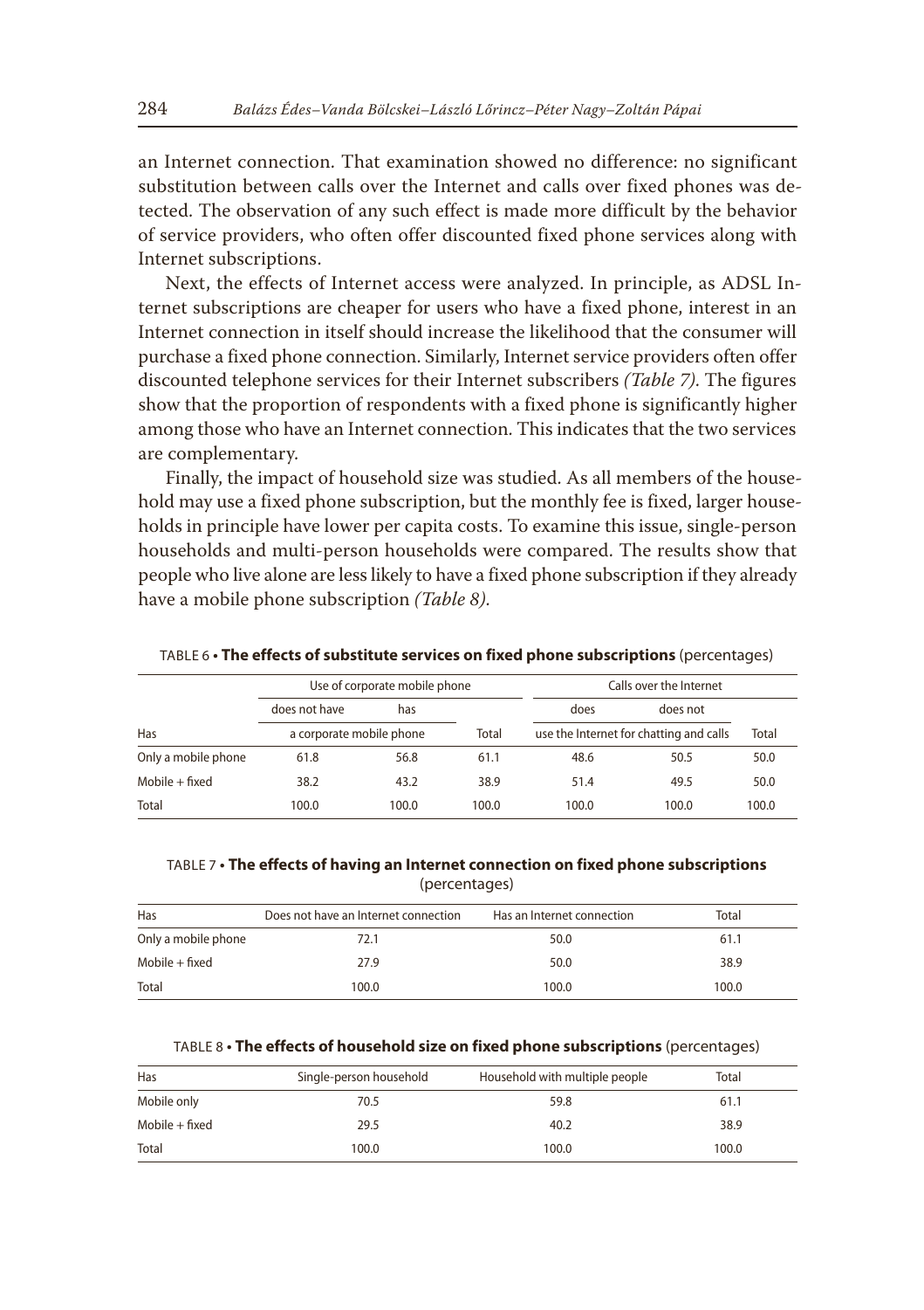an Internet connection. That examination showed no difference: no significant substitution between calls over the Internet and calls over fixed phones was detected. The observation of any such effect is made more difficult by the behavior of service providers, who often offer discounted fixed phone services along with Internet subscriptions.

Next, the effects of Internet access were analyzed. In principle, as ADSL Internet subscriptions are cheaper for users who have a fixed phone, interest in an Internet connection in itself should increase the likelihood that the consumer will purchase a fixed phone connection. Similarly, Internet service providers often offer discounted telephone services for their Internet subscribers *(Table 7)*. The figures show that the proportion of respondents with a fixed phone is significantly higher among those who have an Internet connection. This indicates that the two services are complementary.

Finally, the impact of household size was studied. As all members of the household may use a fixed phone subscription, but the monthly fee is fixed, larger households in principle have lower per capita costs. To examine this issue, single-person households and multi-person households were compared. The results show that people who live alone are less likely to have a fixed phone subscription if they already have a mobile phone subscription *(Table 8)*.

TABLE 6 • **The effects of substitute services on fixed phone subscriptions** (percentages)

| | Use of corporate mobile phone | | | Calls over the Internet | | |
|---|---|---|---|---|---|---|
| | does not have | has | | does | does not | |
| Has | a corporate mobile phone | | Total | use the Internet for chatting and calls | | Total |
| Only a mobile phone | 61.8 | 56.8 | 61.1 | 48.6 | 50.5 | 50.0 |
| Mobile + fixed | 38.2 | 43.2 | 38.9 | 51.4 | 49.5 | 50.0 |
| Total | 100.0 | 100.0 | 100.0 | 100.0 | 100.0 | 100.0 |

TABLE 7 • **The effects of having an Internet connection on fixed phone subscriptions** (percentages)

| Has | Does not have an Internet connection | Has an Internet connection | Total |
|---|---|---|---|
| Only a mobile phone | 72.1 | 50.0 | 61.1 |
| Mobile + fixed | 27.9 | 50.0 | 38.9 |
| Total | 100.0 | 100.0 | 100.0 |

TABLE 8 • **The effects of household size on fixed phone subscriptions** (percentages)

| Has | Single-person household | Household with multiple people | Total |
|---|---|---|---|
| Mobile only | 70.5 | 59.8 | 61.1 |
| Mobile + fixed | 29.5 | 40.2 | 38.9 |
| Total | 100.0 | 100.0 | 100.0 |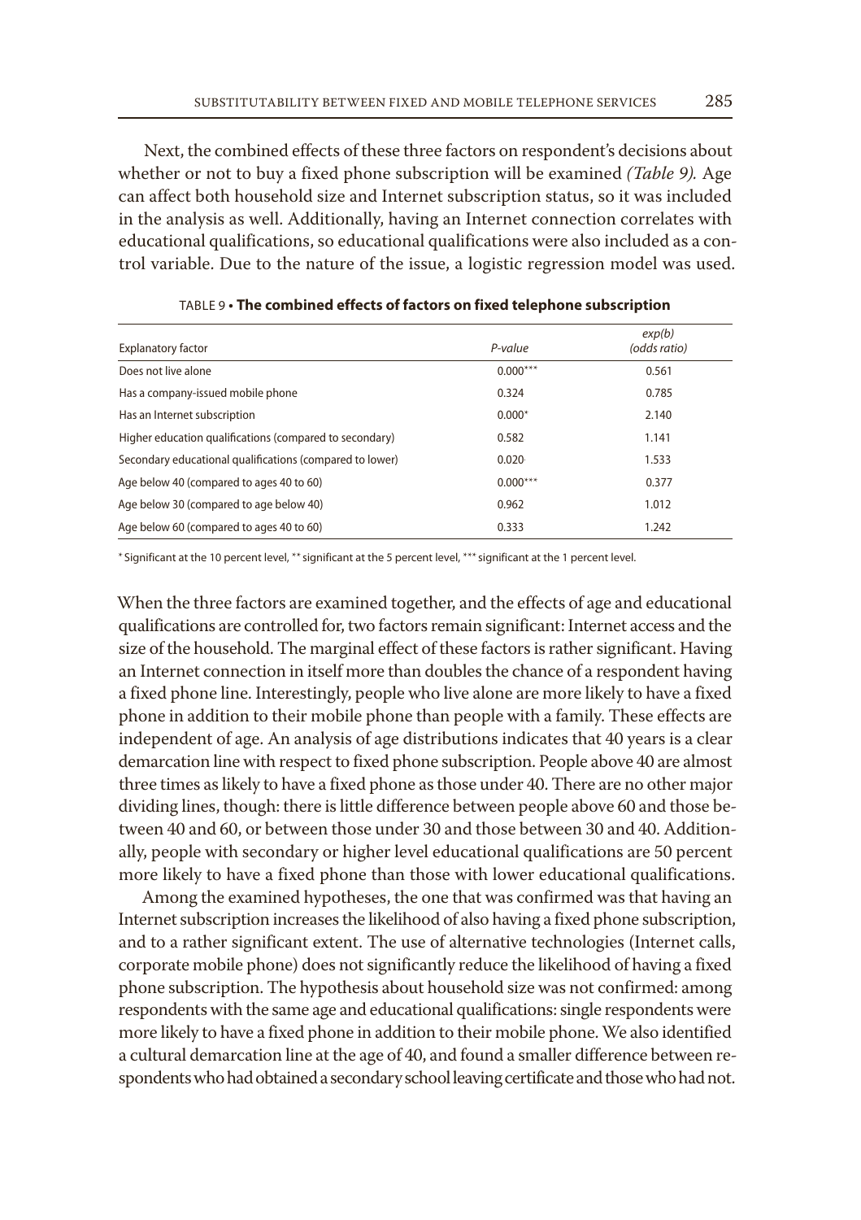Next, the combined effects of these three factors on respondent's decisions about whether or not to buy a fixed phone subscription will be examined *(Table 9).* Age can affect both household size and Internet subscription status, so it was included in the analysis as well. Additionally, having an Internet connection correlates with educational qualifications, so educational qualifications were also included as a control variable. Due to the nature of the issue, a logistic regression model was used.

TABLE 9 • **The combined effects of factors on fixed telephone subscription**

| Explanatory factor | *P-value* | *exp(b) (odds ratio)* |
|---|---|---|
| Does not live alone | 0.000*** | 0.561 |
| Has a company-issued mobile phone | 0.324 | 0.785 |
| Has an Internet subscription | 0.000* | 2.140 |
| Higher education qualifications (compared to secondary) | 0.582 | 1.141 |
| Secondary educational qualifications (compared to lower) | 0.020 | 1.533 |
| Age below 40 (compared to ages 40 to 60) | 0.000*** | 0.377 |
| Age below 30 (compared to age below 40) | 0.962 | 1.012 |
| Age below 60 (compared to ages 40 to 60) | 0.333 | 1.242 |

* Significant at the 10 percent level, ** significant at the 5 percent level, *** significant at the 1 percent level.

When the three factors are examined together, and the effects of age and educational qualifications are controlled for, two factors remain significant: Internet access and the size of the household. The marginal effect of these factors is rather significant. Having an Internet connection in itself more than doubles the chance of a respondent having a fixed phone line. Interestingly, people who live alone are more likely to have a fixed phone in addition to their mobile phone than people with a family. These effects are independent of age. An analysis of age distributions indicates that 40 years is a clear demarcation line with respect to fixed phone subscription. People above 40 are almost three times as likely to have a fixed phone as those under 40. There are no other major dividing lines, though: there is little difference between people above 60 and those between 40 and 60, or between those under 30 and those between 30 and 40. Additionally, people with secondary or higher level educational qualifications are 50 percent more likely to have a fixed phone than those with lower educational qualifications.

Among the examined hypotheses, the one that was confirmed was that having an Internet subscription increases the likelihood of also having a fixed phone subscription, and to a rather significant extent. The use of alternative technologies (Internet calls, corporate mobile phone) does not significantly reduce the likelihood of having a fixed phone subscription. The hypothesis about household size was not confirmed: among respondents with the same age and educational qualifications: single respondents were more likely to have a fixed phone in addition to their mobile phone. We also identified a cultural demarcation line at the age of 40, and found a smaller difference between respondents who had obtained a secondary school leaving certificate and those who had not.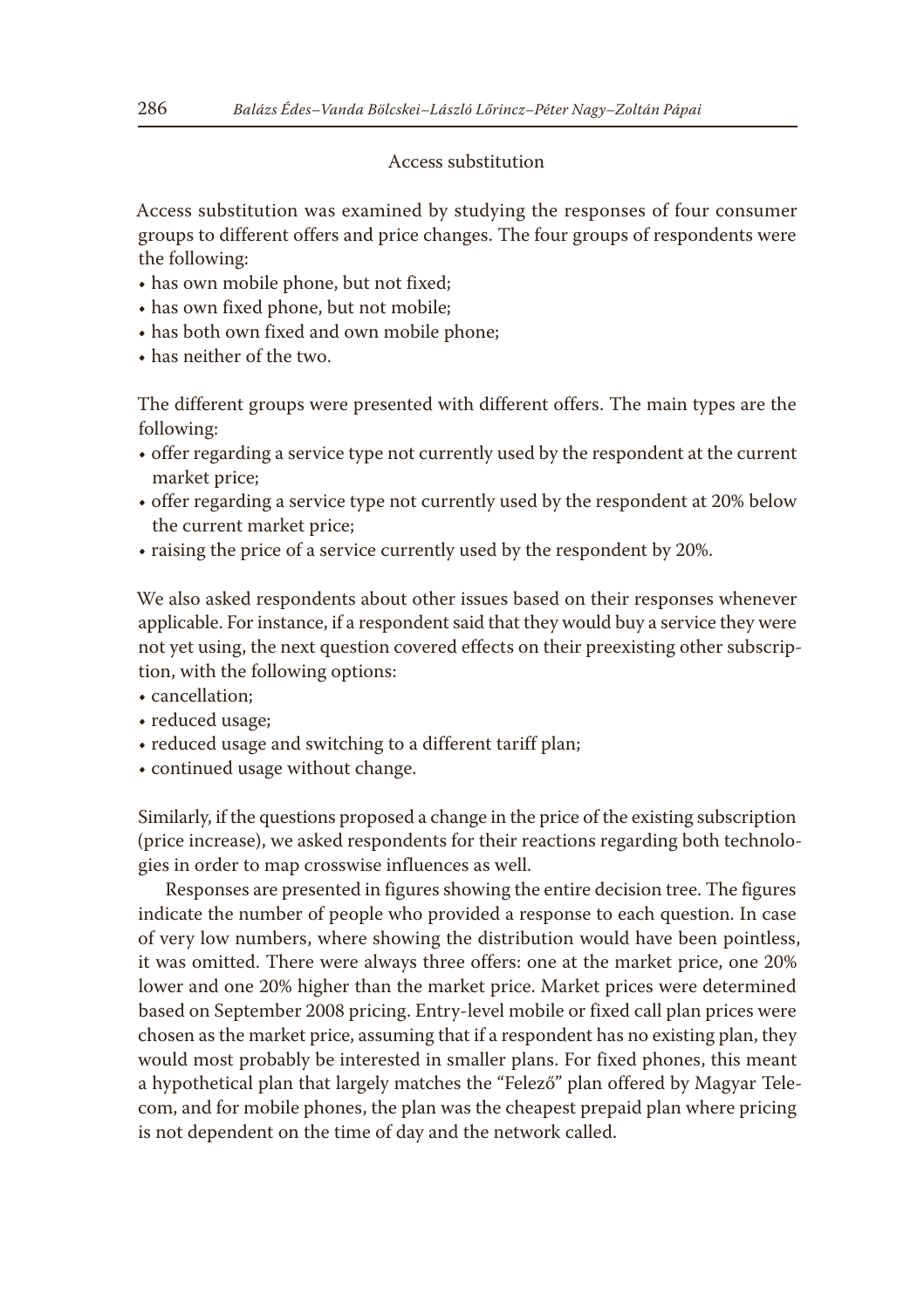### Access substitution

Access substitution was examined by studying the responses of four consumer groups to different offers and price changes. The four groups of respondents were the following:

- has own mobile phone, but not fixed;
- has own fixed phone, but not mobile;
- has both own fixed and own mobile phone;
- has neither of the two.

The different groups were presented with different offers. The main types are the following:

- offer regarding a service type not currently used by the respondent at the current market price;
- offer regarding a service type not currently used by the respondent at 20% below the current market price;
- raising the price of a service currently used by the respondent by 20%.

We also asked respondents about other issues based on their responses whenever applicable. For instance, if a respondent said that they would buy a service they were not yet using, the next question covered effects on their preexisting other subscription, with the following options:

- cancellation;
- reduced usage;
- reduced usage and switching to a different tariff plan;
- continued usage without change.

Similarly, if the questions proposed a change in the price of the existing subscription (price increase), we asked respondents for their reactions regarding both technologies in order to map crosswise influences as well.

Responses are presented in figures showing the entire decision tree. The figures indicate the number of people who provided a response to each question. In case of very low numbers, where showing the distribution would have been pointless, it was omitted. There were always three offers: one at the market price, one 20% lower and one 20% higher than the market price. Market prices were determined based on September 2008 pricing. Entry-level mobile or fixed call plan prices were chosen as the market price, assuming that if a respondent has no existing plan, they would most probably be interested in smaller plans. For fixed phones, this meant a hypothetical plan that largely matches the "Felező" plan offered by Magyar Telecom, and for mobile phones, the plan was the cheapest prepaid plan where pricing is not dependent on the time of day and the network called.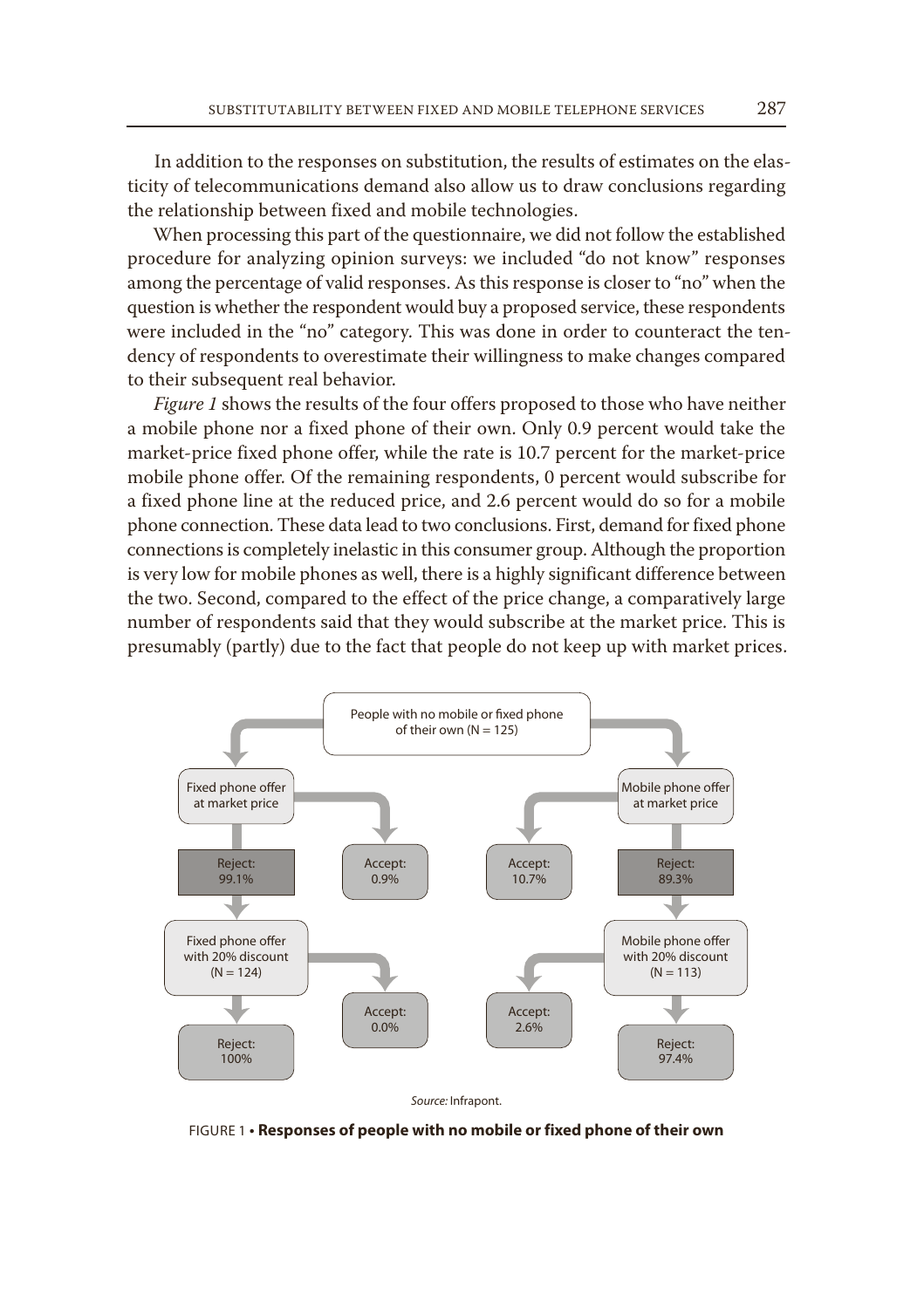In addition to the responses on substitution, the results of estimates on the elasticity of telecommunications demand also allow us to draw conclusions regarding the relationship between fixed and mobile technologies.

When processing this part of the questionnaire, we did not follow the established procedure for analyzing opinion surveys: we included "do not know" responses among the percentage of valid responses. As this response is closer to "no" when the question is whether the respondent would buy a proposed service, these respondents were included in the "no" category. This was done in order to counteract the tendency of respondents to overestimate their willingness to make changes compared to their subsequent real behavior.

*Figure 1* shows the results of the four offers proposed to those who have neither a mobile phone nor a fixed phone of their own. Only 0.9 percent would take the market-price fixed phone offer, while the rate is 10.7 percent for the market-price mobile phone offer. Of the remaining respondents, 0 percent would subscribe for a fixed phone line at the reduced price, and 2.6 percent would do so for a mobile phone connection. These data lead to two conclusions. First, demand for fixed phone connections is completely inelastic in this consumer group. Although the proportion is very low for mobile phones as well, there is a highly significant difference between the two. Second, compared to the effect of the price change, a comparatively large number of respondents said that they would subscribe at the market price. This is presumably (partly) due to the fact that people do not keep up with market prices.

People with no mobile or fixed phone of their own (N = 125)

- Fixed phone offer at market price
  - Accept: 0.9%
  - Reject: 99.1%
    - Fixed phone offer with 20% discount (N = 124)
      - Accept: 0.0%
      - Reject: 100%
- Mobile phone offer at market price
  - Accept: 10.7%
  - Reject: 89.3%
    - Mobile phone offer with 20% discount (N = 113)
      - Accept: 2.6%
      - Reject: 97.4%

*Source:* Infrapont.

FIGURE 1 • **Responses of people with no mobile or fixed phone of their own**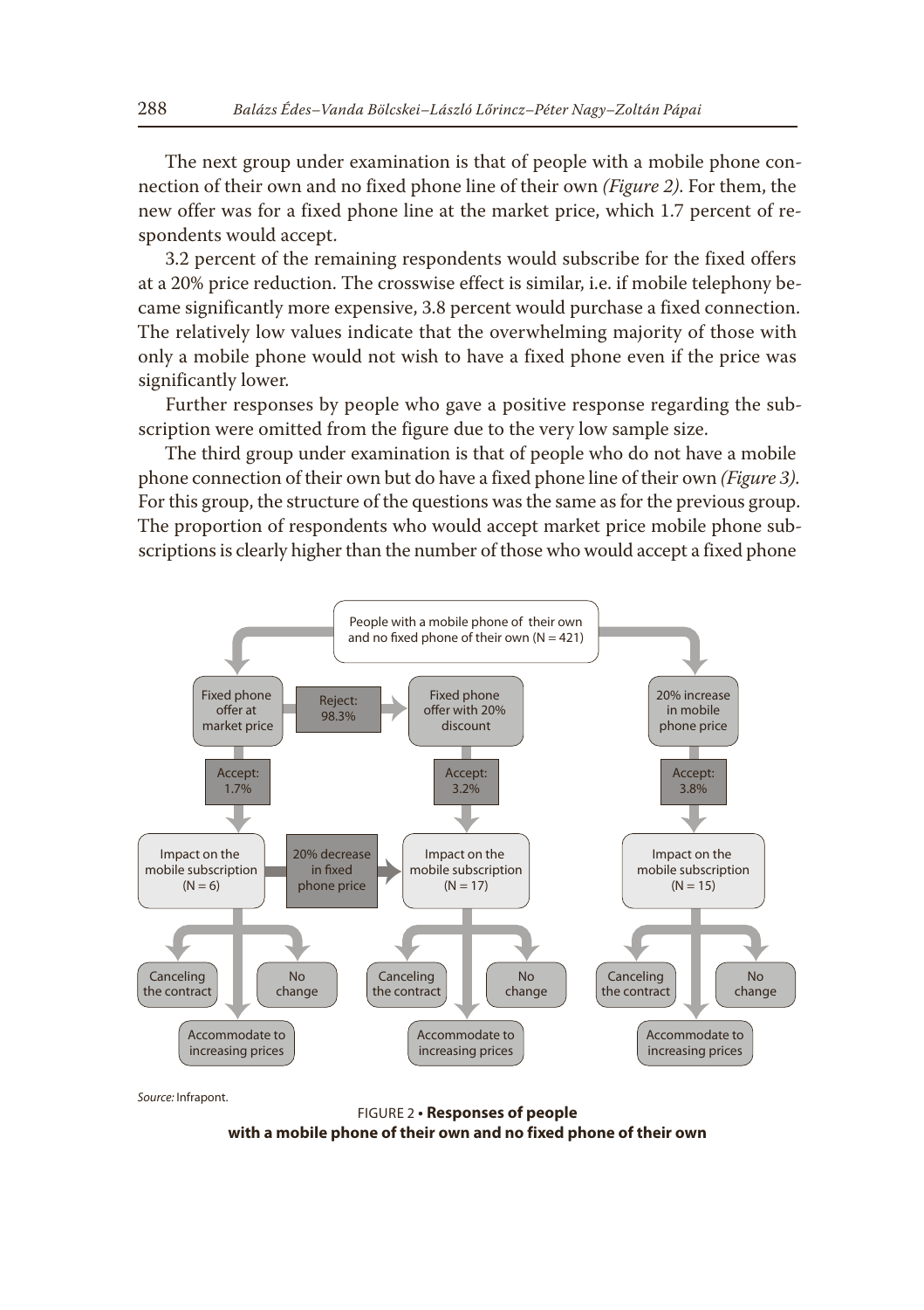The next group under examination is that of people with a mobile phone connection of their own and no fixed phone line of their own *(Figure 2)*. For them, the new offer was for a fixed phone line at the market price, which 1.7 percent of respondents would accept.

3.2 percent of the remaining respondents would subscribe for the fixed offers at a 20% price reduction. The crosswise effect is similar, i.e. if mobile telephony became significantly more expensive, 3.8 percent would purchase a fixed connection. The relatively low values indicate that the overwhelming majority of those with only a mobile phone would not wish to have a fixed phone even if the price was significantly lower.

Further responses by people who gave a positive response regarding the subscription were omitted from the figure due to the very low sample size.

The third group under examination is that of people who do not have a mobile phone connection of their own but do have a fixed phone line of their own *(Figure 3)*. For this group, the structure of the questions was the same as for the previous group. The proportion of respondents who would accept market price mobile phone subscriptions is clearly higher than the number of those who would accept a fixed phone

People with a mobile phone of their own and no fixed phone of their own (N = 421)

Fixed phone offer at market price — Reject: 98.3% → Fixed phone offer with 20% discount

20% increase in mobile phone price

Accept: 1.7% — Accept: 3.2% — Accept: 3.8%

Impact on the mobile subscription (N = 6) — 20% decrease in fixed phone price → Impact on the mobile subscription (N = 17)

Impact on the mobile subscription (N = 15)

Canceling the contract — No change — Accommodate to increasing prices

Canceling the contract — No change — Accommodate to increasing prices

Canceling the contract — No change — Accommodate to increasing prices

*Source:* Infrapont.

FIGURE 2 • **Responses of people with a mobile phone of their own and no fixed phone of their own**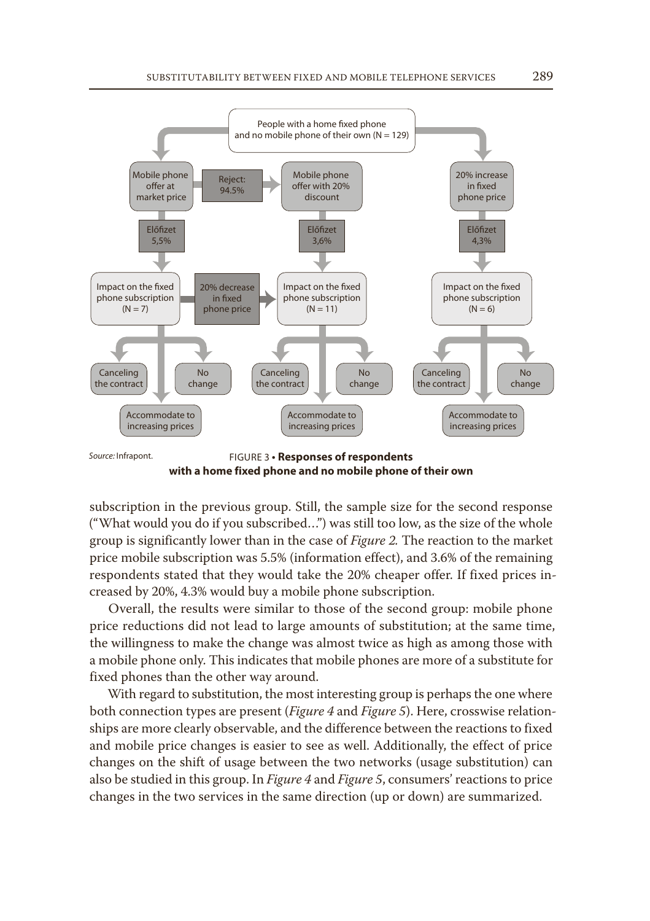People with a home fixed phone and no mobile phone of their own (N = 129)

Mobile phone offer at market price — Reject: 94.5% → Mobile phone offer with 20% discount — 20% increase in fixed phone price

Előfizet 5,5% — Előfizet 3,6% — Előfizet 4,3%

Impact on the fixed phone subscription (N = 7) — 20% decrease in fixed phone price → Impact on the fixed phone subscription (N = 11) — Impact on the fixed phone subscription (N = 6)

Canceling the contract — No change — Accommodate to increasing prices

*Source:* Infrapont.

FIGURE 3 • **Responses of respondents with a home fixed phone and no mobile phone of their own**

subscription in the previous group. Still, the sample size for the second response ("What would you do if you subscribed…") was still too low, as the size of the whole group is significantly lower than in the case of *Figure 2.* The reaction to the market price mobile subscription was 5.5% (information effect), and 3.6% of the remaining respondents stated that they would take the 20% cheaper offer. If fixed prices increased by 20%, 4.3% would buy a mobile phone subscription.

Overall, the results were similar to those of the second group: mobile phone price reductions did not lead to large amounts of substitution; at the same time, the willingness to make the change was almost twice as high as among those with a mobile phone only. This indicates that mobile phones are more of a substitute for fixed phones than the other way around.

With regard to substitution, the most interesting group is perhaps the one where both connection types are present (*Figure 4* and *Figure 5*). Here, crosswise relationships are more clearly observable, and the difference between the reactions to fixed and mobile price changes is easier to see as well. Additionally, the effect of price changes on the shift of usage between the two networks (usage substitution) can also be studied in this group. In *Figure 4* and *Figure 5*, consumers' reactions to price changes in the two services in the same direction (up or down) are summarized.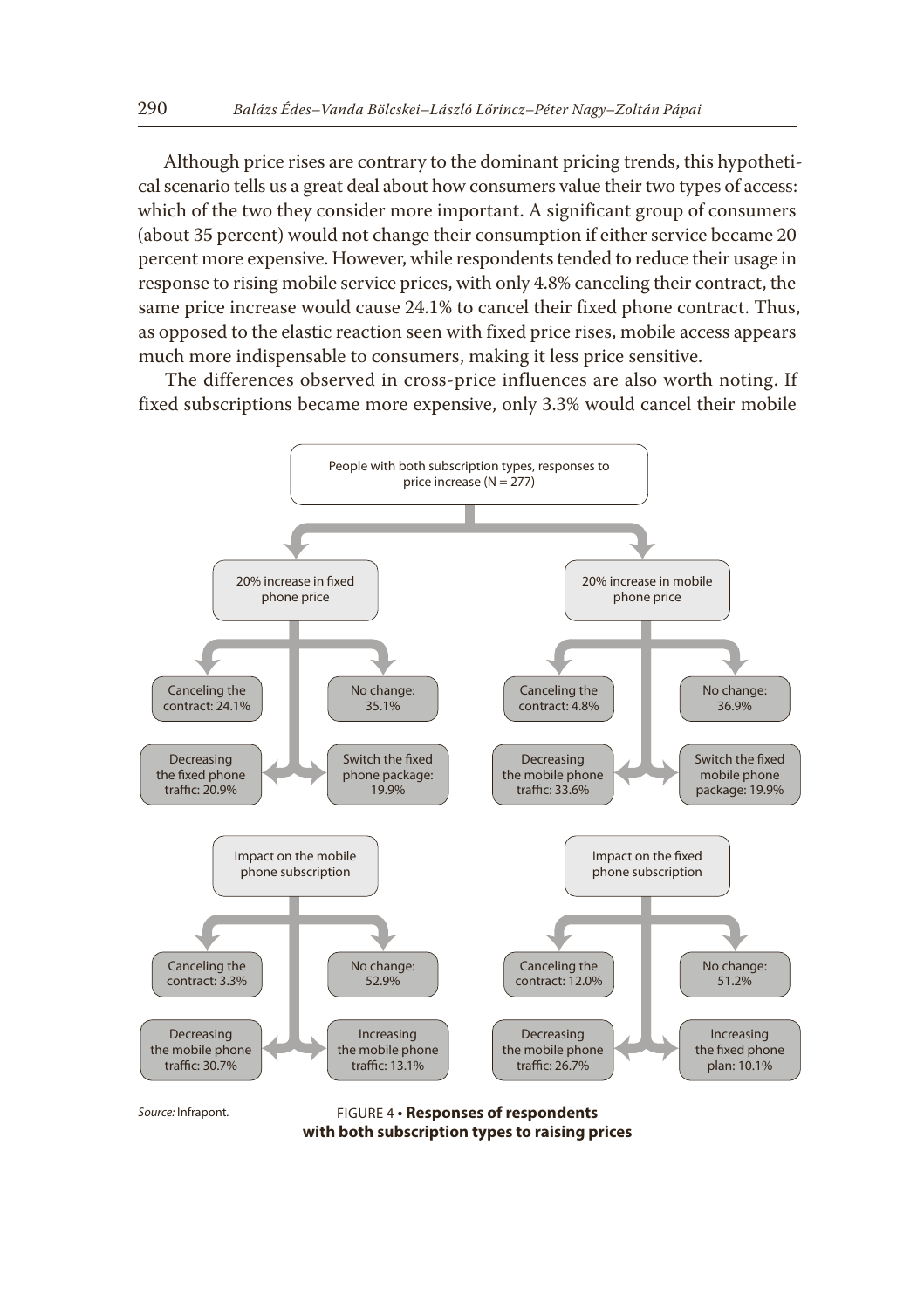Although price rises are contrary to the dominant pricing trends, this hypothetical scenario tells us a great deal about how consumers value their two types of access: which of the two they consider more important. A significant group of consumers (about 35 percent) would not change their consumption if either service became 20 percent more expensive. However, while respondents tended to reduce their usage in response to rising mobile service prices, with only 4.8% canceling their contract, the same price increase would cause 24.1% to cancel their fixed phone contract. Thus, as opposed to the elastic reaction seen with fixed price rises, mobile access appears much more indispensable to consumers, making it less price sensitive.

The differences observed in cross-price influences are also worth noting. If fixed subscriptions became more expensive, only 3.3% would cancel their mobile

People with both subscription types, responses to price increase (N = 277)

- 20% increase in fixed phone price
  - Canceling the contract: 24.1%
  - No change: 35.1%
  - Decreasing the fixed phone traffic: 20.9%
  - Switch the fixed phone package: 19.9%
  - Impact on the mobile phone subscription
    - Canceling the contract: 3.3%
    - No change: 52.9%
    - Decreasing the mobile phone traffic: 30.7%
    - Increasing the mobile phone traffic: 13.1%
- 20% increase in mobile phone price
  - Canceling the contract: 4.8%
  - No change: 36.9%
  - Decreasing the mobile phone traffic: 33.6%
  - Switch the fixed mobile phone package: 19.9%
  - Impact on the fixed phone subscription
    - Canceling the contract: 12.0%
    - No change: 51.2%
    - Decreasing the mobile phone traffic: 26.7%
    - Increasing the fixed phone plan: 10.1%

*Source:* Infrapont.

FIGURE 4 • **Responses of respondents with both subscription types to raising prices**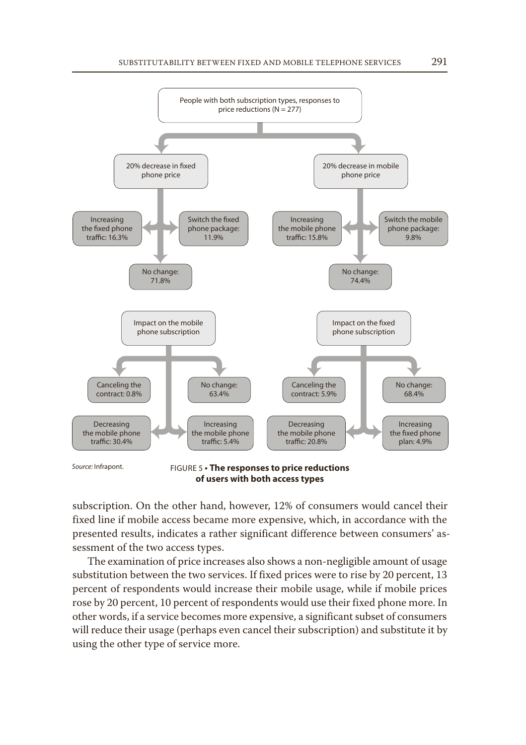People with both subscription types, responses to price reductions (N = 277)

- 20% decrease in fixed phone price
  - Increasing the fixed phone traffic: 16.3%
  - Switch the fixed phone package: 11.9%
  - No change: 71.8%
- 20% decrease in mobile phone price
  - Increasing the mobile phone traffic: 15.8%
  - Switch the mobile phone package: 9.8%
  - No change: 74.4%

Impact on the mobile phone subscription
- Canceling the contract: 0.8%
- No change: 63.4%
- Decreasing the mobile phone traffic: 30.4%
- Increasing the mobile phone traffic: 5.4%

Impact on the fixed phone subscription
- Canceling the contract: 5.9%
- No change: 68.4%
- Decreasing the mobile phone traffic: 20.8%
- Increasing the fixed phone plan: 4.9%

*Source:* Infrapont.

FIGURE 5 • **The responses to price reductions of users with both access types**

subscription. On the other hand, however, 12% of consumers would cancel their fixed line if mobile access became more expensive, which, in accordance with the presented results, indicates a rather significant difference between consumers' assessment of the two access types.

The examination of price increases also shows a non-negligible amount of usage substitution between the two services. If fixed prices were to rise by 20 percent, 13 percent of respondents would increase their mobile usage, while if mobile prices rose by 20 percent, 10 percent of respondents would use their fixed phone more. In other words, if a service becomes more expensive, a significant subset of consumers will reduce their usage (perhaps even cancel their subscription) and substitute it by using the other type of service more.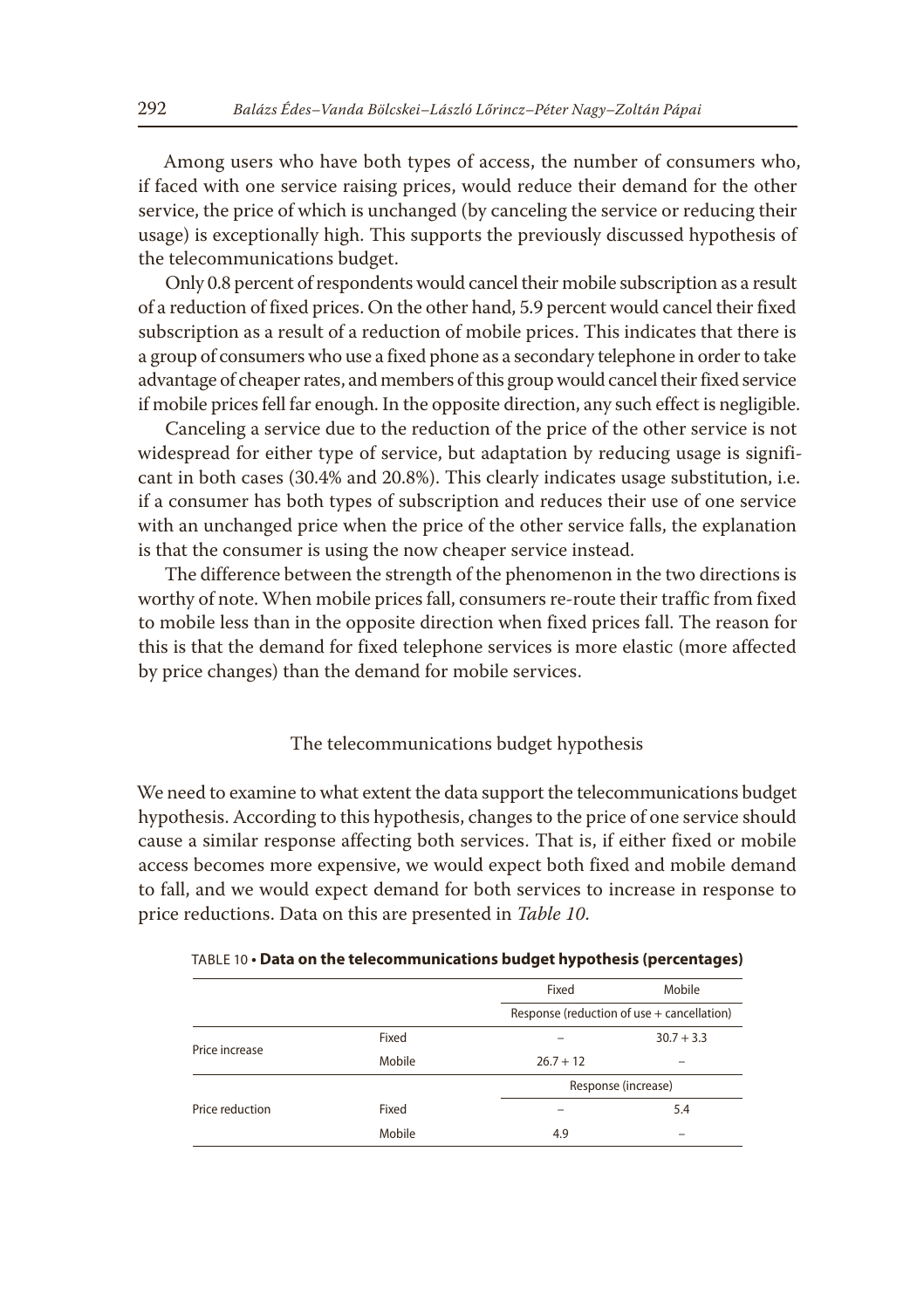Among users who have both types of access, the number of consumers who, if faced with one service raising prices, would reduce their demand for the other service, the price of which is unchanged (by canceling the service or reducing their usage) is exceptionally high. This supports the previously discussed hypothesis of the telecommunications budget.

Only 0.8 percent of respondents would cancel their mobile subscription as a result of a reduction of fixed prices. On the other hand, 5.9 percent would cancel their fixed subscription as a result of a reduction of mobile prices. This indicates that there is a group of consumers who use a fixed phone as a secondary telephone in order to take advantage of cheaper rates, and members of this group would cancel their fixed service if mobile prices fell far enough. In the opposite direction, any such effect is negligible.

Canceling a service due to the reduction of the price of the other service is not widespread for either type of service, but adaptation by reducing usage is significant in both cases (30.4% and 20.8%). This clearly indicates usage substitution, i.e. if a consumer has both types of subscription and reduces their use of one service with an unchanged price when the price of the other service falls, the explanation is that the consumer is using the now cheaper service instead.

The difference between the strength of the phenomenon in the two directions is worthy of note. When mobile prices fall, consumers re-route their traffic from fixed to mobile less than in the opposite direction when fixed prices fall. The reason for this is that the demand for fixed telephone services is more elastic (more affected by price changes) than the demand for mobile services.

## The telecommunications budget hypothesis

We need to examine to what extent the data support the telecommunications budget hypothesis. According to this hypothesis, changes to the price of one service should cause a similar response affecting both services. That is, if either fixed or mobile access becomes more expensive, we would expect both fixed and mobile demand to fall, and we would expect demand for both services to increase in response to price reductions. Data on this are presented in *Table 10*.

TABLE 10 • **Data on the telecommunications budget hypothesis (percentages)**

| | | Fixed | Mobile |
|---|---|---|---|
| | | Response (reduction of use + cancellation) | |
| Price increase | Fixed | – | 30.7 + 3.3 |
| | Mobile | 26.7 + 12 | – |
| | | Response (increase) | |
| Price reduction | Fixed | – | 5.4 |
| | Mobile | 4.9 | – |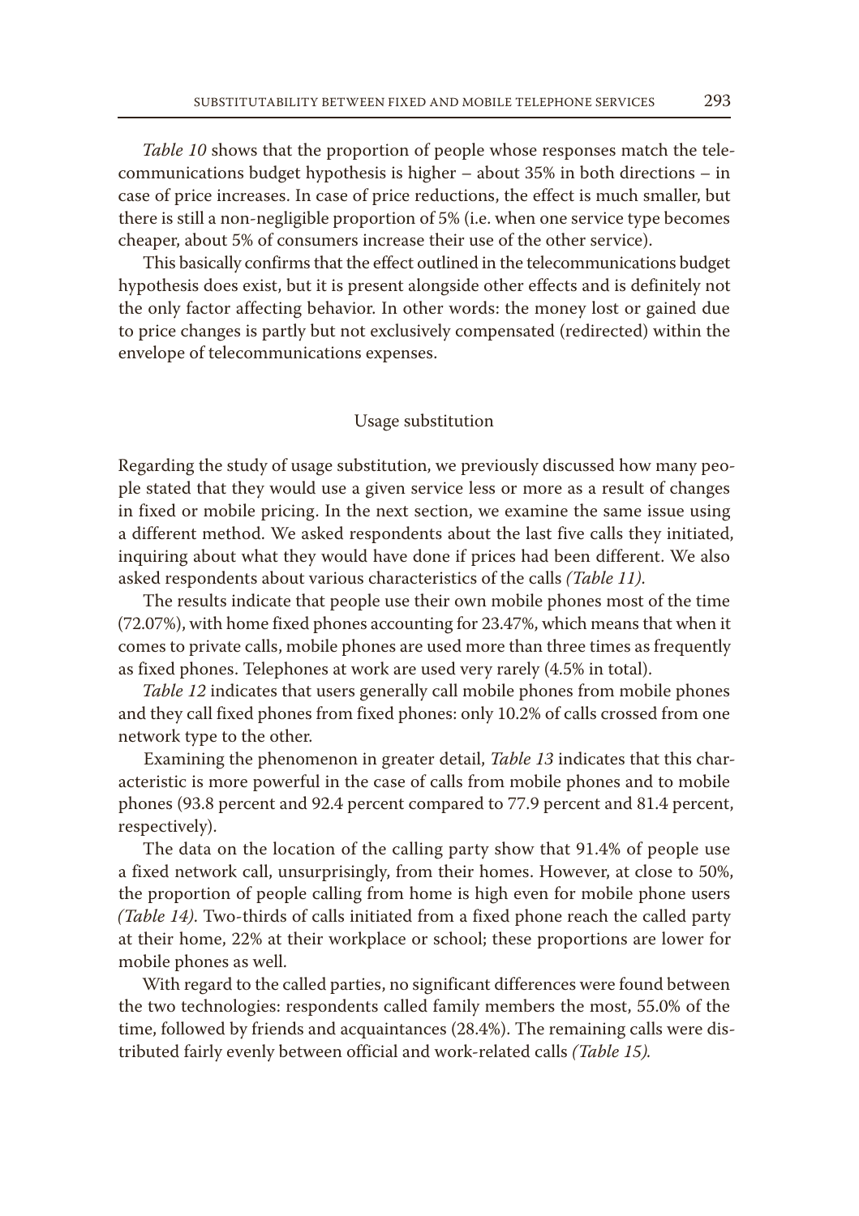*Table 10* shows that the proportion of people whose responses match the telecommunications budget hypothesis is higher – about 35% in both directions – in case of price increases. In case of price reductions, the effect is much smaller, but there is still a non-negligible proportion of 5% (i.e. when one service type becomes cheaper, about 5% of consumers increase their use of the other service).

This basically confirms that the effect outlined in the telecommunications budget hypothesis does exist, but it is present alongside other effects and is definitely not the only factor affecting behavior. In other words: the money lost or gained due to price changes is partly but not exclusively compensated (redirected) within the envelope of telecommunications expenses.

## Usage substitution

Regarding the study of usage substitution, we previously discussed how many people stated that they would use a given service less or more as a result of changes in fixed or mobile pricing. In the next section, we examine the same issue using a different method. We asked respondents about the last five calls they initiated, inquiring about what they would have done if prices had been different. We also asked respondents about various characteristics of the calls *(Table 11).*

The results indicate that people use their own mobile phones most of the time (72.07%), with home fixed phones accounting for 23.47%, which means that when it comes to private calls, mobile phones are used more than three times as frequently as fixed phones. Telephones at work are used very rarely (4.5% in total).

*Table 12* indicates that users generally call mobile phones from mobile phones and they call fixed phones from fixed phones: only 10.2% of calls crossed from one network type to the other.

Examining the phenomenon in greater detail, *Table 13* indicates that this characteristic is more powerful in the case of calls from mobile phones and to mobile phones (93.8 percent and 92.4 percent compared to 77.9 percent and 81.4 percent, respectively).

The data on the location of the calling party show that 91.4% of people use a fixed network call, unsurprisingly, from their homes. However, at close to 50%, the proportion of people calling from home is high even for mobile phone users *(Table 14).* Two-thirds of calls initiated from a fixed phone reach the called party at their home, 22% at their workplace or school; these proportions are lower for mobile phones as well.

With regard to the called parties, no significant differences were found between the two technologies: respondents called family members the most, 55.0% of the time, followed by friends and acquaintances (28.4%). The remaining calls were distributed fairly evenly between official and work-related calls *(Table 15).*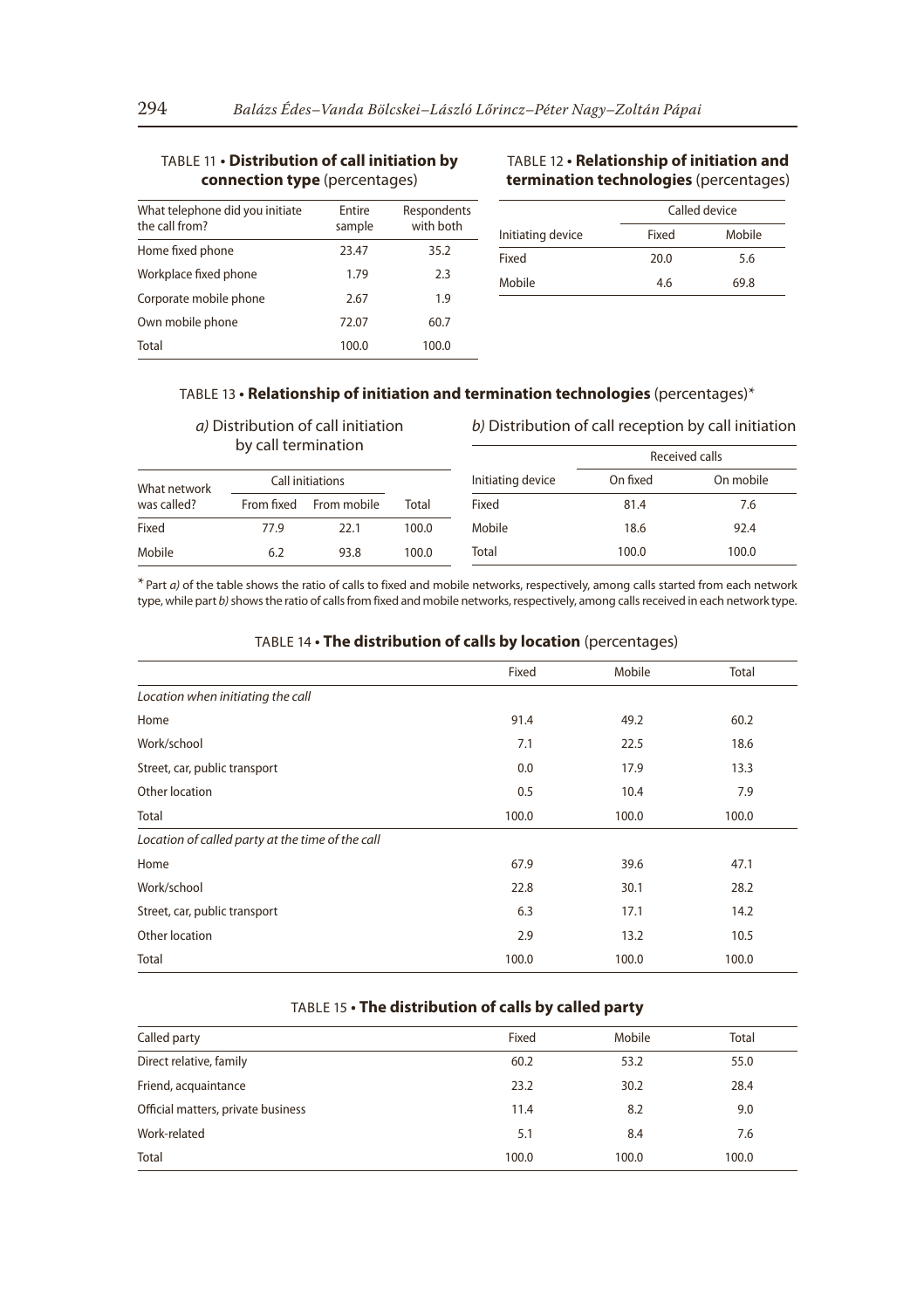TABLE 11 • **Distribution of call initiation by connection type** (percentages)

| What telephone did you initiate the call from? | Entire sample | Respondents with both |
|---|---|---|
| Home fixed phone | 23.47 | 35.2 |
| Workplace fixed phone | 1.79 | 2.3 |
| Corporate mobile phone | 2.67 | 1.9 |
| Own mobile phone | 72.07 | 60.7 |
| Total | 100.0 | 100.0 |

TABLE 12 • **Relationship of initiation and termination technologies** (percentages)

| | Called device | |
|---|---|---|
| Initiating device | Fixed | Mobile |
| Fixed | 20.0 | 5.6 |
| Mobile | 4.6 | 69.8 |

TABLE 13 • **Relationship of initiation and termination technologies** (percentages)*

*a)* Distribution of call initiation by call termination

| What network was called? | Call initiations | | |
|---|---|---|---|
| | From fixed | From mobile | Total |
| Fixed | 77.9 | 22.1 | 100.0 |
| Mobile | 6.2 | 93.8 | 100.0 |

*b)* Distribution of call reception by call initiation

| | Received calls | |
|---|---|---|
| Initiating device | On fixed | On mobile |
| Fixed | 81.4 | 7.6 |
| Mobile | 18.6 | 92.4 |
| Total | 100.0 | 100.0 |

* Part *a)* of the table shows the ratio of calls to fixed and mobile networks, respectively, among calls started from each network type, while part *b)* shows the ratio of calls from fixed and mobile networks, respectively, among calls received in each network type.

TABLE 14 • **The distribution of calls by location** (percentages)

| | Fixed | Mobile | Total |
|---|---|---|---|
| *Location when initiating the call* | | | |
| Home | 91.4 | 49.2 | 60.2 |
| Work/school | 7.1 | 22.5 | 18.6 |
| Street, car, public transport | 0.0 | 17.9 | 13.3 |
| Other location | 0.5 | 10.4 | 7.9 |
| Total | 100.0 | 100.0 | 100.0 |
| *Location of called party at the time of the call* | | | |
| Home | 67.9 | 39.6 | 47.1 |
| Work/school | 22.8 | 30.1 | 28.2 |
| Street, car, public transport | 6.3 | 17.1 | 14.2 |
| Other location | 2.9 | 13.2 | 10.5 |
| Total | 100.0 | 100.0 | 100.0 |

TABLE 15 • **The distribution of calls by called party**

| Called party | Fixed | Mobile | Total |
|---|---|---|---|
| Direct relative, family | 60.2 | 53.2 | 55.0 |
| Friend, acquaintance | 23.2 | 30.2 | 28.4 |
| Official matters, private business | 11.4 | 8.2 | 9.0 |
| Work-related | 5.1 | 8.4 | 7.6 |
| Total | 100.0 | 100.0 | 100.0 |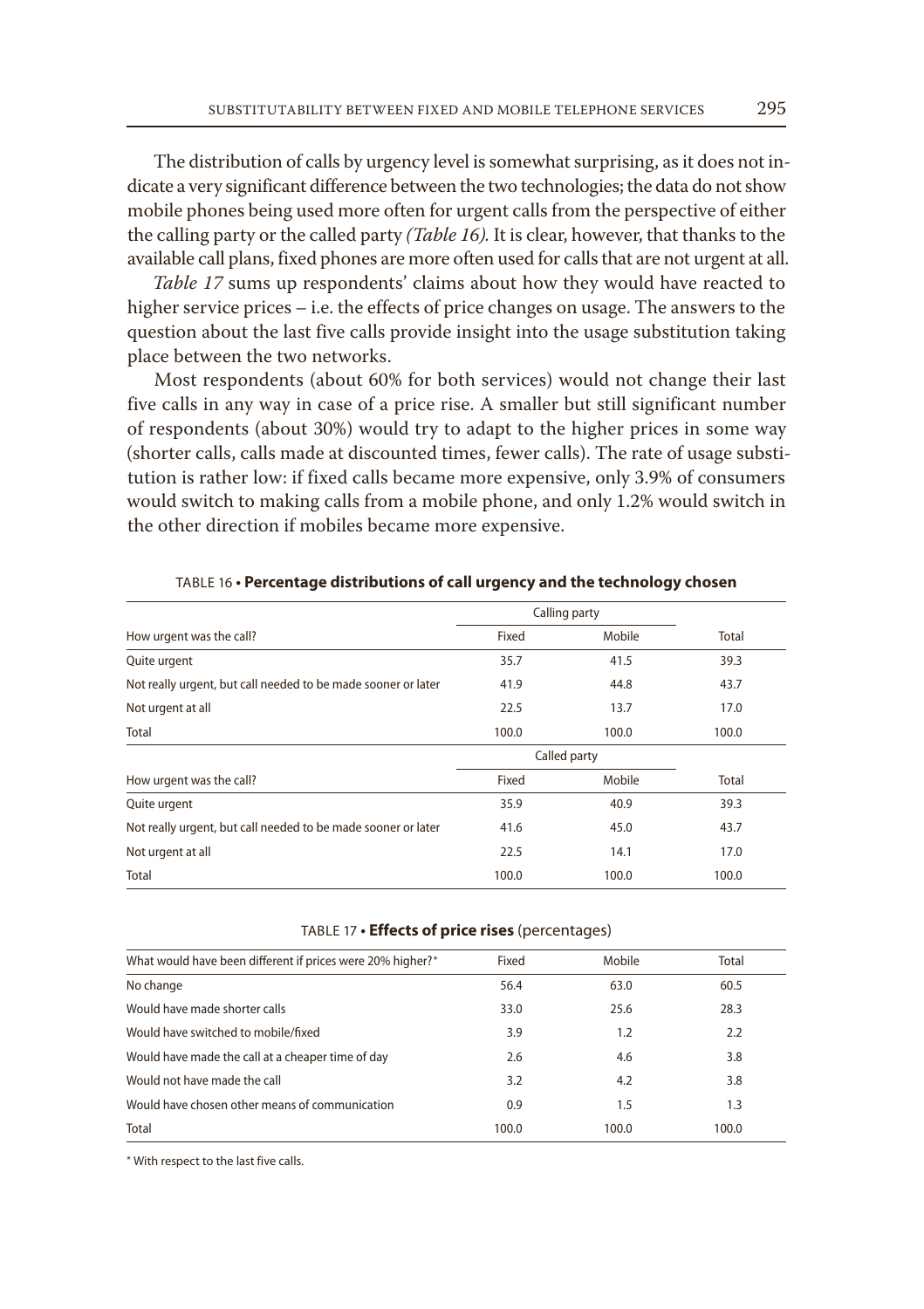The distribution of calls by urgency level is somewhat surprising, as it does not indicate a very significant difference between the two technologies; the data do not show mobile phones being used more often for urgent calls from the perspective of either the calling party or the called party *(Table 16)*. It is clear, however, that thanks to the available call plans, fixed phones are more often used for calls that are not urgent at all.

*Table 17* sums up respondents' claims about how they would have reacted to higher service prices – i.e. the effects of price changes on usage. The answers to the question about the last five calls provide insight into the usage substitution taking place between the two networks.

Most respondents (about 60% for both services) would not change their last five calls in any way in case of a price rise. A smaller but still significant number of respondents (about 30%) would try to adapt to the higher prices in some way (shorter calls, calls made at discounted times, fewer calls). The rate of usage substitution is rather low: if fixed calls became more expensive, only 3.9% of consumers would switch to making calls from a mobile phone, and only 1.2% would switch in the other direction if mobiles became more expensive.

TABLE 16 • **Percentage distributions of call urgency and the technology chosen**

| | Calling party | | |
|---|---|---|---|
| How urgent was the call? | Fixed | Mobile | Total |
| Quite urgent | 35.7 | 41.5 | 39.3 |
| Not really urgent, but call needed to be made sooner or later | 41.9 | 44.8 | 43.7 |
| Not urgent at all | 22.5 | 13.7 | 17.0 |
| Total | 100.0 | 100.0 | 100.0 |
| | **Called party** | | |
| How urgent was the call? | Fixed | Mobile | Total |
| Quite urgent | 35.9 | 40.9 | 39.3 |
| Not really urgent, but call needed to be made sooner or later | 41.6 | 45.0 | 43.7 |
| Not urgent at all | 22.5 | 14.1 | 17.0 |
| Total | 100.0 | 100.0 | 100.0 |

TABLE 17 • **Effects of price rises** (percentages)

| What would have been different if prices were 20% higher?* | Fixed | Mobile | Total |
|---|---|---|---|
| No change | 56.4 | 63.0 | 60.5 |
| Would have made shorter calls | 33.0 | 25.6 | 28.3 |
| Would have switched to mobile/fixed | 3.9 | 1.2 | 2.2 |
| Would have made the call at a cheaper time of day | 2.6 | 4.6 | 3.8 |
| Would not have made the call | 3.2 | 4.2 | 3.8 |
| Would have chosen other means of communication | 0.9 | 1.5 | 1.3 |
| Total | 100.0 | 100.0 | 100.0 |

* With respect to the last five calls.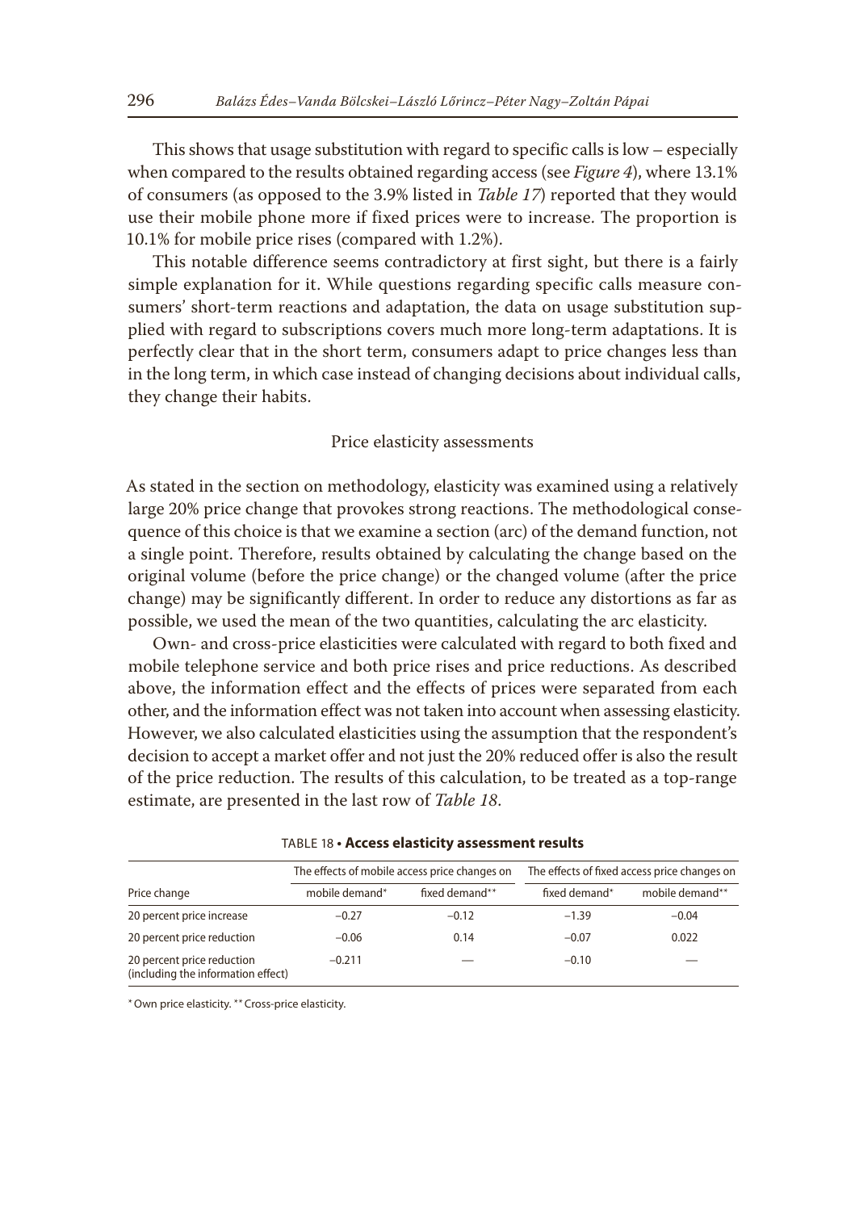This shows that usage substitution with regard to specific calls is low – especially when compared to the results obtained regarding access (see *Figure 4*), where 13.1% of consumers (as opposed to the 3.9% listed in *Table 17*) reported that they would use their mobile phone more if fixed prices were to increase. The proportion is 10.1% for mobile price rises (compared with 1.2%).

This notable difference seems contradictory at first sight, but there is a fairly simple explanation for it. While questions regarding specific calls measure consumers' short-term reactions and adaptation, the data on usage substitution supplied with regard to subscriptions covers much more long-term adaptations. It is perfectly clear that in the short term, consumers adapt to price changes less than in the long term, in which case instead of changing decisions about individual calls, they change their habits.

### Price elasticity assessments

As stated in the section on methodology, elasticity was examined using a relatively large 20% price change that provokes strong reactions. The methodological consequence of this choice is that we examine a section (arc) of the demand function, not a single point. Therefore, results obtained by calculating the change based on the original volume (before the price change) or the changed volume (after the price change) may be significantly different. In order to reduce any distortions as far as possible, we used the mean of the two quantities, calculating the arc elasticity.

Own- and cross-price elasticities were calculated with regard to both fixed and mobile telephone service and both price rises and price reductions. As described above, the information effect and the effects of prices were separated from each other, and the information effect was not taken into account when assessing elasticity. However, we also calculated elasticities using the assumption that the respondent's decision to accept a market offer and not just the 20% reduced offer is also the result of the price reduction. The results of this calculation, to be treated as a top-range estimate, are presented in the last row of *Table 18*.

TABLE 18 • **Access elasticity assessment results**

| | The effects of mobile access price changes on | | The effects of fixed access price changes on | |
|---|---|---|---|---|
| Price change | mobile demand* | fixed demand** | fixed demand* | mobile demand** |
| 20 percent price increase | −0.27 | −0.12 | −1.39 | −0.04 |
| 20 percent price reduction | −0.06 | 0.14 | −0.07 | 0.022 |
| 20 percent price reduction (including the information effect) | −0.211 | — | −0.10 | — |

\* Own price elasticity. ** Cross-price elasticity.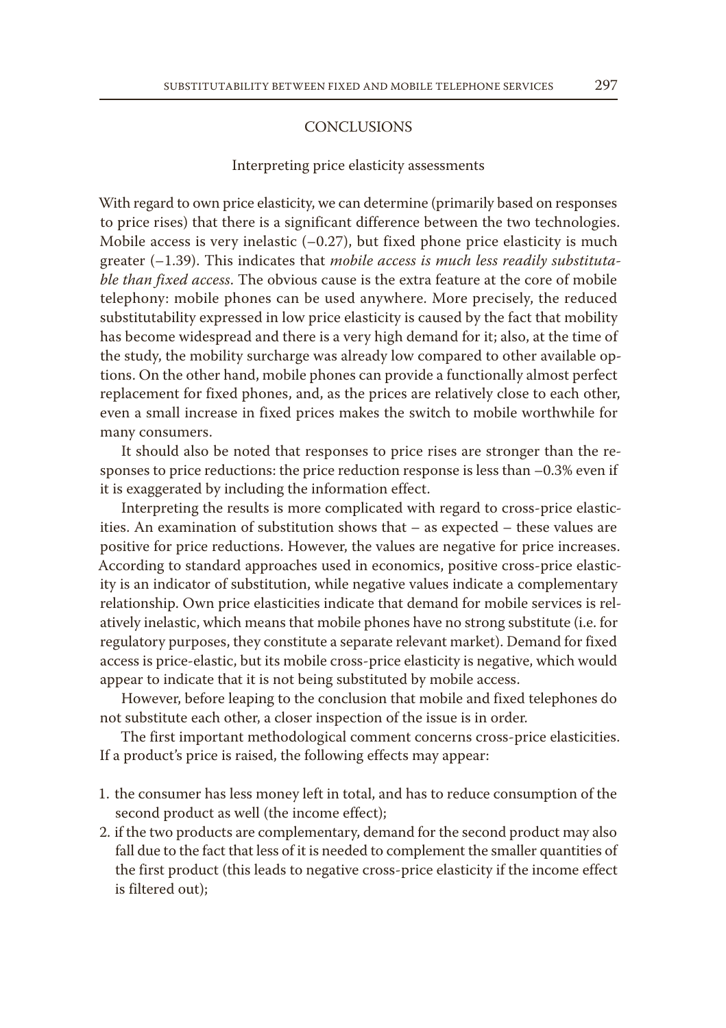## CONCLUSIONS

### Interpreting price elasticity assessments

With regard to own price elasticity, we can determine (primarily based on responses to price rises) that there is a significant difference between the two technologies. Mobile access is very inelastic (–0.27), but fixed phone price elasticity is much greater (–1.39). This indicates that *mobile access is much less readily substitutable than fixed access*. The obvious cause is the extra feature at the core of mobile telephony: mobile phones can be used anywhere. More precisely, the reduced substitutability expressed in low price elasticity is caused by the fact that mobility has become widespread and there is a very high demand for it; also, at the time of the study, the mobility surcharge was already low compared to other available options. On the other hand, mobile phones can provide a functionally almost perfect replacement for fixed phones, and, as the prices are relatively close to each other, even a small increase in fixed prices makes the switch to mobile worthwhile for many consumers.

It should also be noted that responses to price rises are stronger than the responses to price reductions: the price reduction response is less than –0.3% even if it is exaggerated by including the information effect.

Interpreting the results is more complicated with regard to cross-price elasticities. An examination of substitution shows that – as expected – these values are positive for price reductions. However, the values are negative for price increases. According to standard approaches used in economics, positive cross-price elasticity is an indicator of substitution, while negative values indicate a complementary relationship. Own price elasticities indicate that demand for mobile services is relatively inelastic, which means that mobile phones have no strong substitute (i.e. for regulatory purposes, they constitute a separate relevant market). Demand for fixed access is price-elastic, but its mobile cross-price elasticity is negative, which would appear to indicate that it is not being substituted by mobile access.

However, before leaping to the conclusion that mobile and fixed telephones do not substitute each other, a closer inspection of the issue is in order.

The first important methodological comment concerns cross-price elasticities. If a product's price is raised, the following effects may appear:

1. the consumer has less money left in total, and has to reduce consumption of the second product as well (the income effect);
2. if the two products are complementary, demand for the second product may also fall due to the fact that less of it is needed to complement the smaller quantities of the first product (this leads to negative cross-price elasticity if the income effect is filtered out);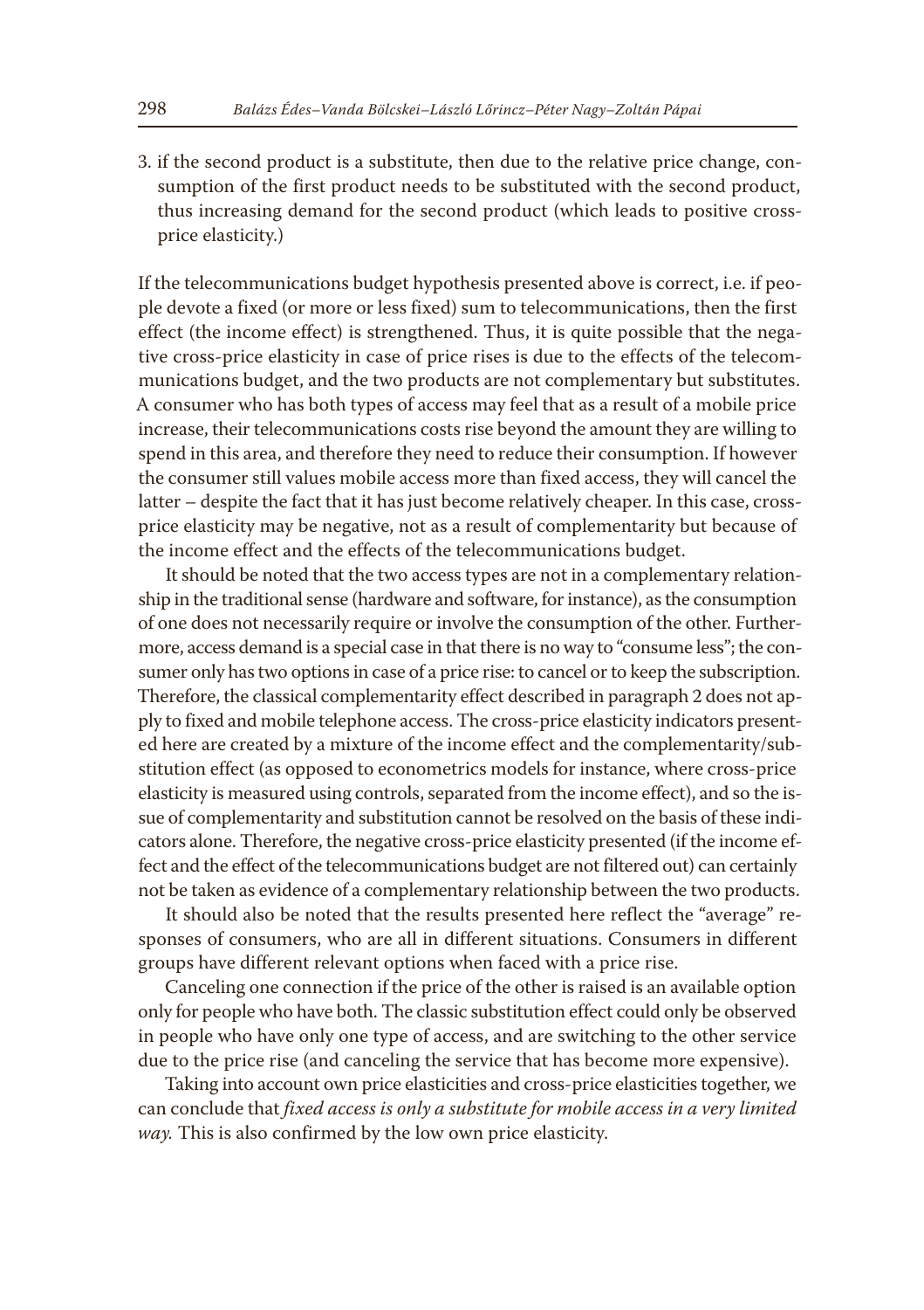3. if the second product is a substitute, then due to the relative price change, consumption of the first product needs to be substituted with the second product, thus increasing demand for the second product (which leads to positive cross-price elasticity.)

If the telecommunications budget hypothesis presented above is correct, i.e. if people devote a fixed (or more or less fixed) sum to telecommunications, then the first effect (the income effect) is strengthened. Thus, it is quite possible that the negative cross-price elasticity in case of price rises is due to the effects of the telecommunications budget, and the two products are not complementary but substitutes. A consumer who has both types of access may feel that as a result of a mobile price increase, their telecommunications costs rise beyond the amount they are willing to spend in this area, and therefore they need to reduce their consumption. If however the consumer still values mobile access more than fixed access, they will cancel the latter – despite the fact that it has just become relatively cheaper. In this case, cross-price elasticity may be negative, not as a result of complementarity but because of the income effect and the effects of the telecommunications budget.

It should be noted that the two access types are not in a complementary relationship in the traditional sense (hardware and software, for instance), as the consumption of one does not necessarily require or involve the consumption of the other. Furthermore, access demand is a special case in that there is no way to "consume less"; the consumer only has two options in case of a price rise: to cancel or to keep the subscription. Therefore, the classical complementarity effect described in paragraph 2 does not apply to fixed and mobile telephone access. The cross-price elasticity indicators presented here are created by a mixture of the income effect and the complementarity/substitution effect (as opposed to econometrics models for instance, where cross-price elasticity is measured using controls, separated from the income effect), and so the issue of complementarity and substitution cannot be resolved on the basis of these indicators alone. Therefore, the negative cross-price elasticity presented (if the income effect and the effect of the telecommunications budget are not filtered out) can certainly not be taken as evidence of a complementary relationship between the two products.

It should also be noted that the results presented here reflect the "average" responses of consumers, who are all in different situations. Consumers in different groups have different relevant options when faced with a price rise.

Canceling one connection if the price of the other is raised is an available option only for people who have both. The classic substitution effect could only be observed in people who have only one type of access, and are switching to the other service due to the price rise (and canceling the service that has become more expensive).

Taking into account own price elasticities and cross-price elasticities together, we can conclude that *fixed access is only a substitute for mobile access in a very limited way.* This is also confirmed by the low own price elasticity.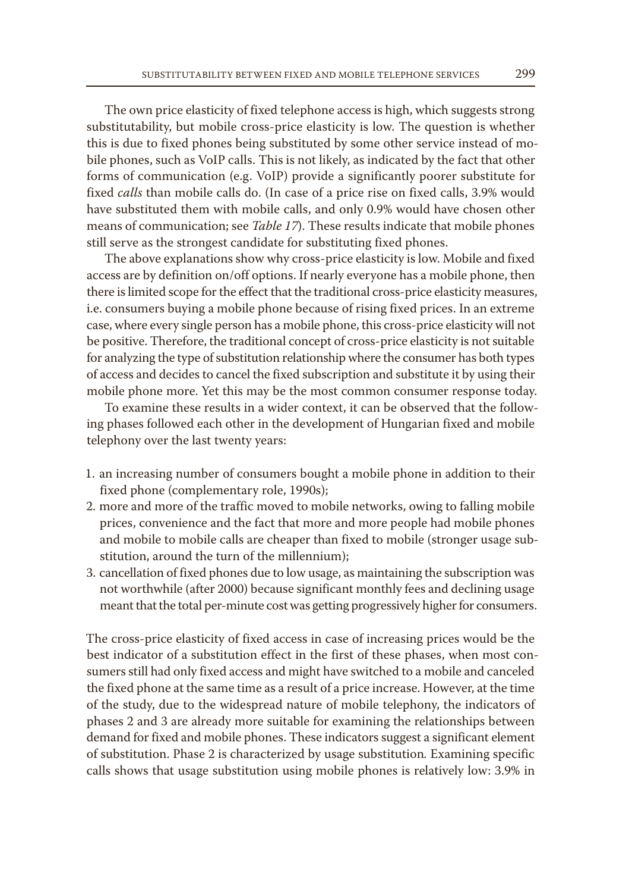The own price elasticity of fixed telephone access is high, which suggests strong substitutability, but mobile cross-price elasticity is low. The question is whether this is due to fixed phones being substituted by some other service instead of mobile phones, such as VoIP calls. This is not likely, as indicated by the fact that other forms of communication (e.g. VoIP) provide a significantly poorer substitute for fixed *calls* than mobile calls do. (In case of a price rise on fixed calls, 3.9% would have substituted them with mobile calls, and only 0.9% would have chosen other means of communication; see *Table 17*). These results indicate that mobile phones still serve as the strongest candidate for substituting fixed phones.

The above explanations show why cross-price elasticity is low. Mobile and fixed access are by definition on/off options. If nearly everyone has a mobile phone, then there is limited scope for the effect that the traditional cross-price elasticity measures, i.e. consumers buying a mobile phone because of rising fixed prices. In an extreme case, where every single person has a mobile phone, this cross-price elasticity will not be positive. Therefore, the traditional concept of cross-price elasticity is not suitable for analyzing the type of substitution relationship where the consumer has both types of access and decides to cancel the fixed subscription and substitute it by using their mobile phone more. Yet this may be the most common consumer response today.

To examine these results in a wider context, it can be observed that the following phases followed each other in the development of Hungarian fixed and mobile telephony over the last twenty years:

1. an increasing number of consumers bought a mobile phone in addition to their fixed phone (complementary role, 1990s);
2. more and more of the traffic moved to mobile networks, owing to falling mobile prices, convenience and the fact that more and more people had mobile phones and mobile to mobile calls are cheaper than fixed to mobile (stronger usage substitution, around the turn of the millennium);
3. cancellation of fixed phones due to low usage, as maintaining the subscription was not worthwhile (after 2000) because significant monthly fees and declining usage meant that the total per-minute cost was getting progressively higher for consumers.

The cross-price elasticity of fixed access in case of increasing prices would be the best indicator of a substitution effect in the first of these phases, when most consumers still had only fixed access and might have switched to a mobile and canceled the fixed phone at the same time as a result of a price increase. However, at the time of the study, due to the widespread nature of mobile telephony, the indicators of phases 2 and 3 are already more suitable for examining the relationships between demand for fixed and mobile phones. These indicators suggest a significant element of substitution. Phase 2 is characterized by usage substitution. Examining specific calls shows that usage substitution using mobile phones is relatively low: 3.9% in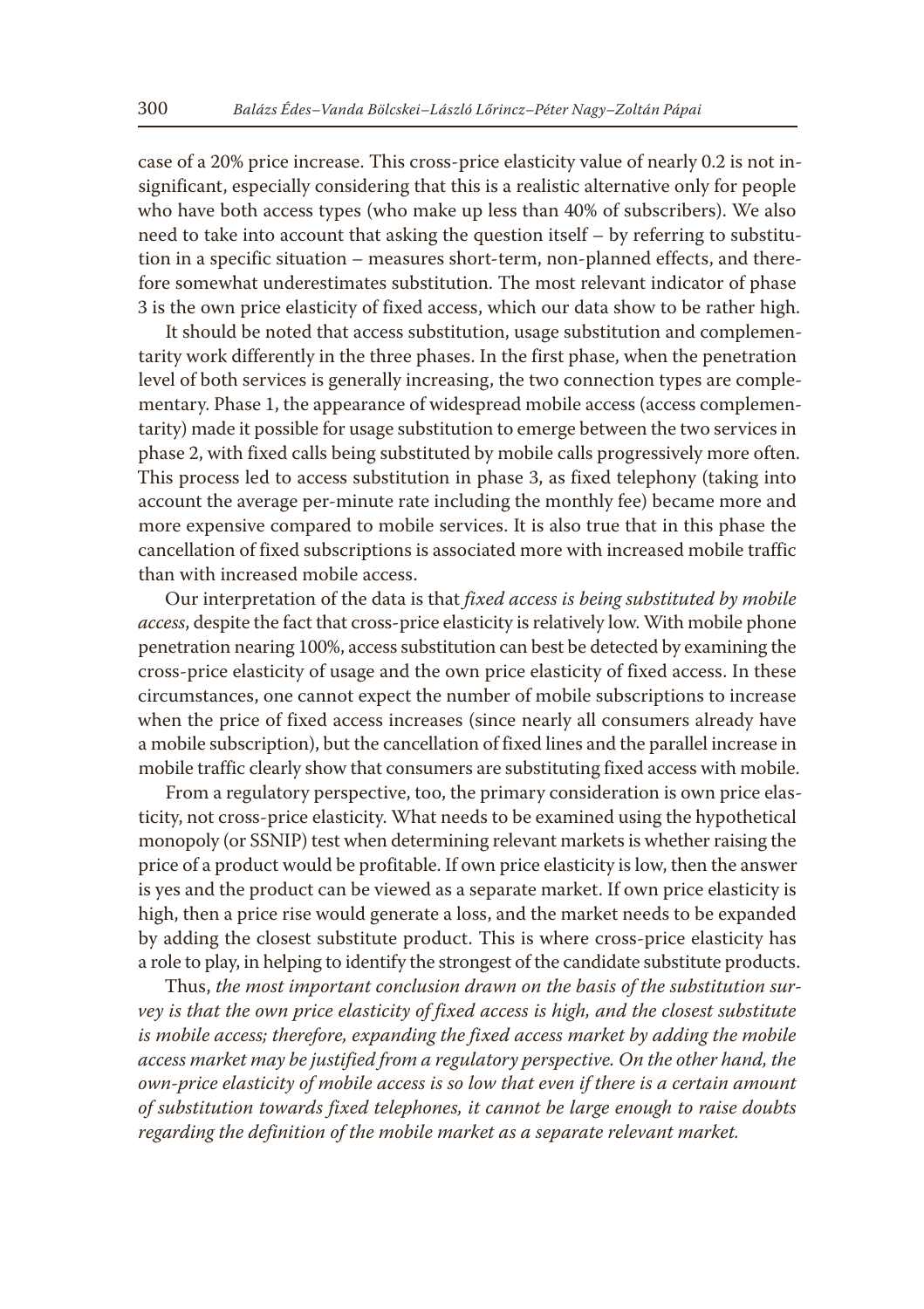case of a 20% price increase. This cross-price elasticity value of nearly 0.2 is not insignificant, especially considering that this is a realistic alternative only for people who have both access types (who make up less than 40% of subscribers). We also need to take into account that asking the question itself – by referring to substitution in a specific situation – measures short-term, non-planned effects, and therefore somewhat underestimates substitution. The most relevant indicator of phase 3 is the own price elasticity of fixed access, which our data show to be rather high.

It should be noted that access substitution, usage substitution and complementarity work differently in the three phases. In the first phase, when the penetration level of both services is generally increasing, the two connection types are complementary. Phase 1, the appearance of widespread mobile access (access complementarity) made it possible for usage substitution to emerge between the two services in phase 2, with fixed calls being substituted by mobile calls progressively more often. This process led to access substitution in phase 3, as fixed telephony (taking into account the average per-minute rate including the monthly fee) became more and more expensive compared to mobile services. It is also true that in this phase the cancellation of fixed subscriptions is associated more with increased mobile traffic than with increased mobile access.

Our interpretation of the data is that *fixed access is being substituted by mobile access*, despite the fact that cross-price elasticity is relatively low. With mobile phone penetration nearing 100%, access substitution can best be detected by examining the cross-price elasticity of usage and the own price elasticity of fixed access. In these circumstances, one cannot expect the number of mobile subscriptions to increase when the price of fixed access increases (since nearly all consumers already have a mobile subscription), but the cancellation of fixed lines and the parallel increase in mobile traffic clearly show that consumers are substituting fixed access with mobile.

From a regulatory perspective, too, the primary consideration is own price elasticity, not cross-price elasticity. What needs to be examined using the hypothetical monopoly (or SSNIP) test when determining relevant markets is whether raising the price of a product would be profitable. If own price elasticity is low, then the answer is yes and the product can be viewed as a separate market. If own price elasticity is high, then a price rise would generate a loss, and the market needs to be expanded by adding the closest substitute product. This is where cross-price elasticity has a role to play, in helping to identify the strongest of the candidate substitute products.

Thus, *the most important conclusion drawn on the basis of the substitution survey is that the own price elasticity of fixed access is high, and the closest substitute is mobile access; therefore, expanding the fixed access market by adding the mobile access market may be justified from a regulatory perspective. On the other hand, the own-price elasticity of mobile access is so low that even if there is a certain amount of substitution towards fixed telephones, it cannot be large enough to raise doubts regarding the definition of the mobile market as a separate relevant market.*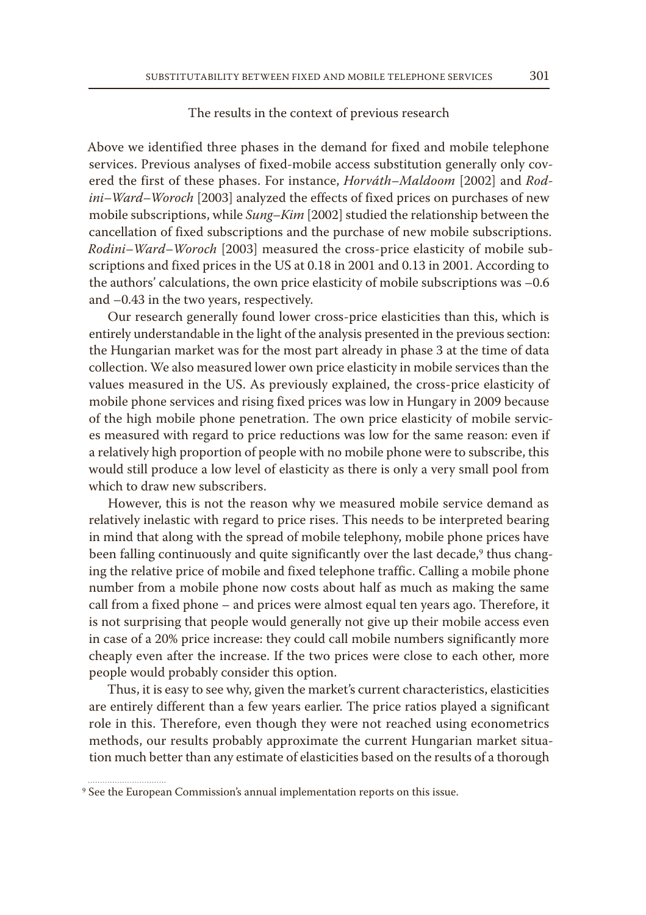### The results in the context of previous research

Above we identified three phases in the demand for fixed and mobile telephone services. Previous analyses of fixed-mobile access substitution generally only covered the first of these phases. For instance, *Horváth–Maldoom* [2002] and *Rodini–Ward–Woroch* [2003] analyzed the effects of fixed prices on purchases of new mobile subscriptions, while *Sung–Kim* [2002] studied the relationship between the cancellation of fixed subscriptions and the purchase of new mobile subscriptions. *Rodini–Ward–Woroch* [2003] measured the cross-price elasticity of mobile subscriptions and fixed prices in the US at 0.18 in 2001 and 0.13 in 2001. According to the authors' calculations, the own price elasticity of mobile subscriptions was –0.6 and –0.43 in the two years, respectively.

Our research generally found lower cross-price elasticities than this, which is entirely understandable in the light of the analysis presented in the previous section: the Hungarian market was for the most part already in phase 3 at the time of data collection. We also measured lower own price elasticity in mobile services than the values measured in the US. As previously explained, the cross-price elasticity of mobile phone services and rising fixed prices was low in Hungary in 2009 because of the high mobile phone penetration. The own price elasticity of mobile services measured with regard to price reductions was low for the same reason: even if a relatively high proportion of people with no mobile phone were to subscribe, this would still produce a low level of elasticity as there is only a very small pool from which to draw new subscribers.

However, this is not the reason why we measured mobile service demand as relatively inelastic with regard to price rises. This needs to be interpreted bearing in mind that along with the spread of mobile telephony, mobile phone prices have been falling continuously and quite significantly over the last decade,[9] thus changing the relative price of mobile and fixed telephone traffic. Calling a mobile phone number from a mobile phone now costs about half as much as making the same call from a fixed phone – and prices were almost equal ten years ago. Therefore, it is not surprising that people would generally not give up their mobile access even in case of a 20% price increase: they could call mobile numbers significantly more cheaply even after the increase. If the two prices were close to each other, more people would probably consider this option.

Thus, it is easy to see why, given the market's current characteristics, elasticities are entirely different than a few years earlier. The price ratios played a significant role in this. Therefore, even though they were not reached using econometrics methods, our results probably approximate the current Hungarian market situation much better than any estimate of elasticities based on the results of a thorough

[9] See the European Commission's annual implementation reports on this issue.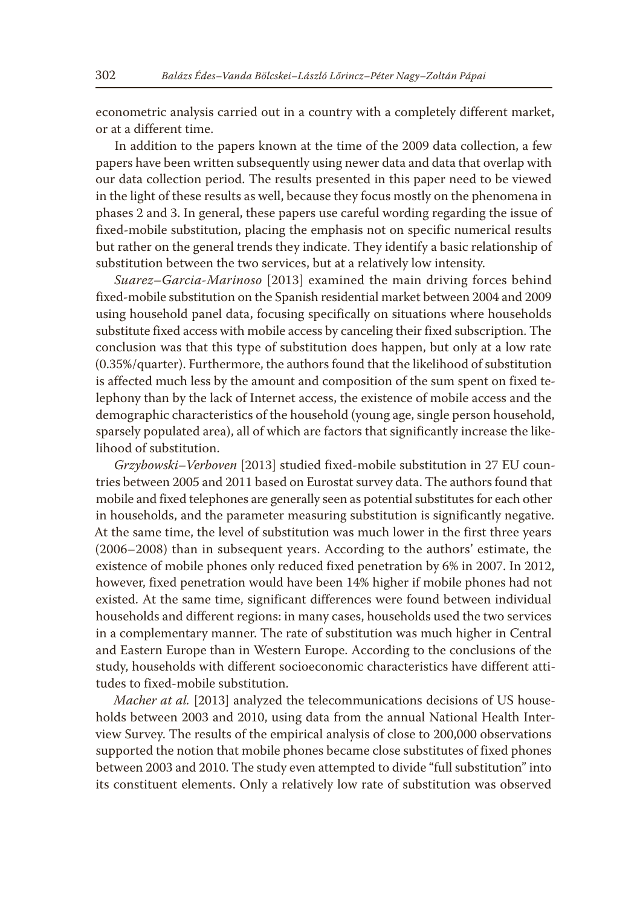econometric analysis carried out in a country with a completely different market, or at a different time.

In addition to the papers known at the time of the 2009 data collection, a few papers have been written subsequently using newer data and data that overlap with our data collection period. The results presented in this paper need to be viewed in the light of these results as well, because they focus mostly on the phenomena in phases 2 and 3. In general, these papers use careful wording regarding the issue of fixed-mobile substitution, placing the emphasis not on specific numerical results but rather on the general trends they indicate. They identify a basic relationship of substitution between the two services, but at a relatively low intensity.

*Suarez–Garcia-Marinoso* [2013] examined the main driving forces behind fixed-mobile substitution on the Spanish residential market between 2004 and 2009 using household panel data, focusing specifically on situations where households substitute fixed access with mobile access by canceling their fixed subscription. The conclusion was that this type of substitution does happen, but only at a low rate (0.35%/quarter). Furthermore, the authors found that the likelihood of substitution is affected much less by the amount and composition of the sum spent on fixed telephony than by the lack of Internet access, the existence of mobile access and the demographic characteristics of the household (young age, single person household, sparsely populated area), all of which are factors that significantly increase the likelihood of substitution.

*Grzybowski–Verboven* [2013] studied fixed-mobile substitution in 27 EU countries between 2005 and 2011 based on Eurostat survey data. The authors found that mobile and fixed telephones are generally seen as potential substitutes for each other in households, and the parameter measuring substitution is significantly negative. At the same time, the level of substitution was much lower in the first three years (2006–2008) than in subsequent years. According to the authors' estimate, the existence of mobile phones only reduced fixed penetration by 6% in 2007. In 2012, however, fixed penetration would have been 14% higher if mobile phones had not existed. At the same time, significant differences were found between individual households and different regions: in many cases, households used the two services in a complementary manner. The rate of substitution was much higher in Central and Eastern Europe than in Western Europe. According to the conclusions of the study, households with different socioeconomic characteristics have different attitudes to fixed-mobile substitution.

*Macher at al.* [2013] analyzed the telecommunications decisions of US households between 2003 and 2010, using data from the annual National Health Interview Survey. The results of the empirical analysis of close to 200,000 observations supported the notion that mobile phones became close substitutes of fixed phones between 2003 and 2010. The study even attempted to divide "full substitution" into its constituent elements. Only a relatively low rate of substitution was observed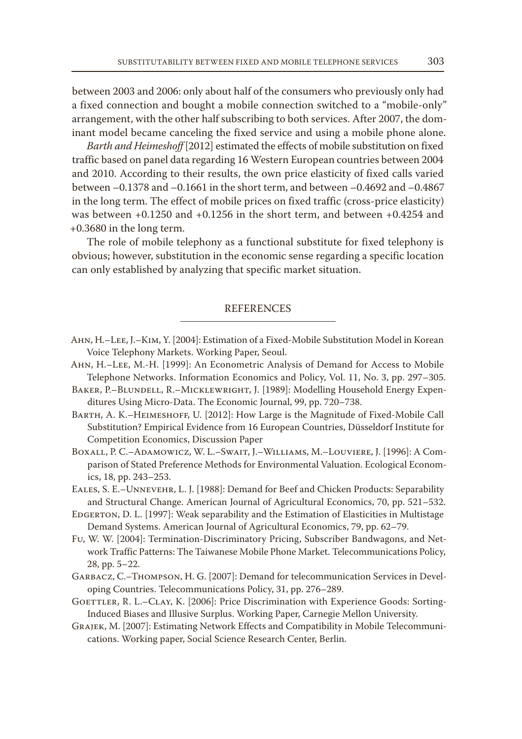between 2003 and 2006: only about half of the consumers who previously only had a fixed connection and bought a mobile connection switched to a "mobile-only" arrangement, with the other half subscribing to both services. After 2007, the dominant model became canceling the fixed service and using a mobile phone alone.

*Barth and Heimeshoff* [2012] estimated the effects of mobile substitution on fixed traffic based on panel data regarding 16 Western European countries between 2004 and 2010. According to their results, the own price elasticity of fixed calls varied between –0.1378 and –0.1661 in the short term, and between –0.4692 and –0.4867 in the long term. The effect of mobile prices on fixed traffic (cross-price elasticity) was between +0.1250 and +0.1256 in the short term, and between +0.4254 and +0.3680 in the long term.

The role of mobile telephony as a functional substitute for fixed telephony is obvious; however, substitution in the economic sense regarding a specific location can only established by analyzing that specific market situation.

## REFERENCES

Ahn, H.–Lee, J.–Kim, Y. [2004]: Estimation of a Fixed-Mobile Substitution Model in Korean Voice Telephony Markets. Working Paper, Seoul.

Ahn, H.–Lee, M.-H. [1999]: An Econometric Analysis of Demand for Access to Mobile Telephone Networks. Information Economics and Policy, Vol. 11, No. 3, pp. 297–305.

Baker, P.–Blundell, R.–Micklewright, J. [1989]: Modelling Household Energy Expenditures Using Micro-Data. The Economic Journal, 99, pp. 720–738.

Barth, A. K.–Heimeshoff, U. [2012]: How Large is the Magnitude of Fixed-Mobile Call Substitution? Empirical Evidence from 16 European Countries, Düsseldorf Institute for Competition Economics, Discussion Paper

Boxall, P. C.–Adamowicz, W. L.–Swait, J.–Williams, M.–Louviere, J. [1996]: A Comparison of Stated Preference Methods for Environmental Valuation. Ecological Economics, 18, pp. 243–253.

Eales, S. E.–Unnevehr, L. J. [1988]: Demand for Beef and Chicken Products: Separability and Structural Change. American Journal of Agricultural Economics, 70, pp. 521–532.

Edgerton, D. L. [1997]: Weak separability and the Estimation of Elasticities in Multistage Demand Systems. American Journal of Agricultural Economics, 79, pp. 62–79.

Fu, W. W. [2004]: Termination-Discriminatory Pricing, Subscriber Bandwagons, and Network Traffic Patterns: The Taiwanese Mobile Phone Market. Telecommunications Policy, 28, pp. 5–22.

Garbacz, C.–Thompson, H. G. [2007]: Demand for telecommunication Services in Developing Countries. Telecommunications Policy, 31, pp. 276–289.

Goettler, R. L.–Clay, K. [2006]: Price Discrimination with Experience Goods: Sorting-Induced Biases and Illusive Surplus. Working Paper, Carnegie Mellon University.

Grajek, M. [2007]: Estimating Network Effects and Compatibility in Mobile Telecommunications. Working paper, Social Science Research Center, Berlin.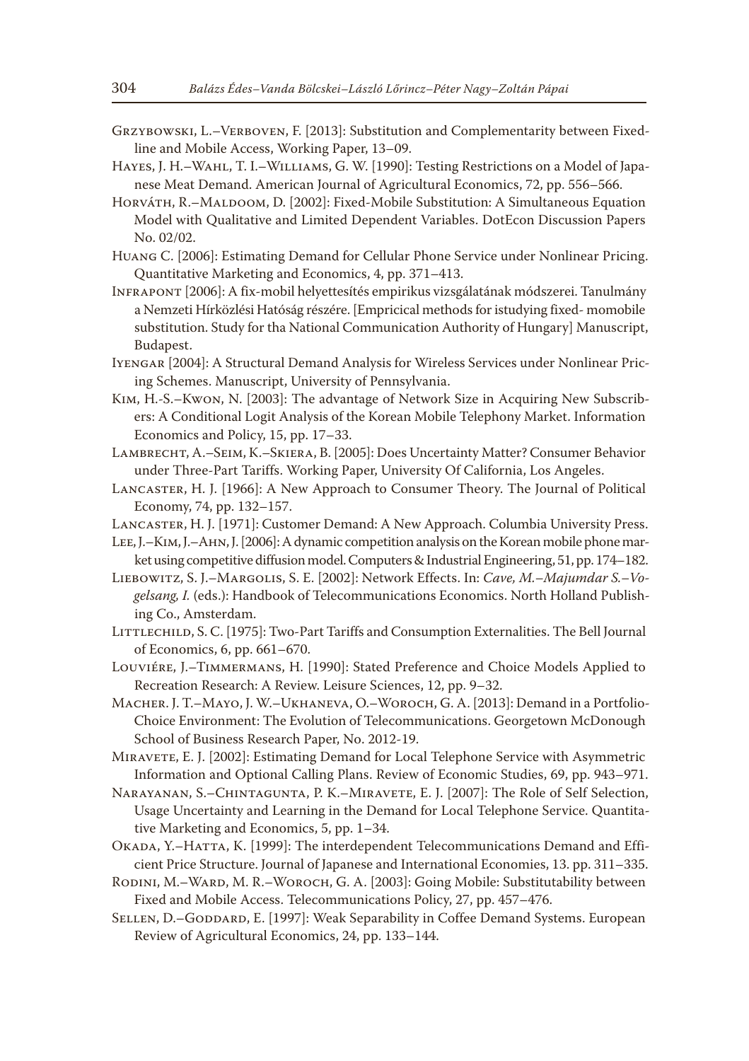Grzybowski, L.–Verboven, F. [2013]: Substitution and Complementarity between Fixed-line and Mobile Access, Working Paper, 13–09.

Hayes, J. H.–Wahl, T. I.–Williams, G. W. [1990]: Testing Restrictions on a Model of Japanese Meat Demand. American Journal of Agricultural Economics, 72, pp. 556–566.

Horváth, R.–Maldoom, D. [2002]: Fixed-Mobile Substitution: A Simultaneous Equation Model with Qualitative and Limited Dependent Variables. DotEcon Discussion Papers No. 02/02.

Huang C. [2006]: Estimating Demand for Cellular Phone Service under Nonlinear Pricing. Quantitative Marketing and Economics, 4, pp. 371–413.

Infrapont [2006]: A fix-mobil helyettesítés empirikus vizsgálatának módszerei. Tanulmány a Nemzeti Hírközlési Hatóság részére. [Empricical methods for istudying fixed- momobile substitution. Study for tha National Communication Authority of Hungary] Manuscript, Budapest.

Iyengar [2004]: A Structural Demand Analysis for Wireless Services under Nonlinear Pricing Schemes. Manuscript, University of Pennsylvania.

Kim, H.-S.–Kwon, N. [2003]: The advantage of Network Size in Acquiring New Subscribers: A Conditional Logit Analysis of the Korean Mobile Telephony Market. Information Economics and Policy, 15, pp. 17–33.

Lambrecht, A.–Seim, K.–Skiera, B. [2005]: Does Uncertainty Matter? Consumer Behavior under Three-Part Tariffs. Working Paper, University Of California, Los Angeles.

Lancaster, H. J. [1966]: A New Approach to Consumer Theory. The Journal of Political Economy, 74, pp. 132–157.

Lancaster, H. J. [1971]: Customer Demand: A New Approach. Columbia University Press.

Lee, J.–Kim, J.–Ahn, J. [2006]: A dynamic competition analysis on the Korean mobile phone market using competitive diffusion model. Computers & Industrial Engineering, 51, pp. 174–182.

Liebowitz, S. J.–Margolis, S. E. [2002]: Network Effects. In: *Cave, M.–Majumdar S.–Vogelsang, I.* (eds.): Handbook of Telecommunications Economics. North Holland Publishing Co., Amsterdam.

Littlechild, S. C. [1975]: Two-Part Tariffs and Consumption Externalities. The Bell Journal of Economics, 6, pp. 661–670.

Louviére, J.–Timmermans, H. [1990]: Stated Preference and Choice Models Applied to Recreation Research: A Review. Leisure Sciences, 12, pp. 9–32.

Macher. J. T.–Mayo, J. W.–Ukhaneva, O.–Woroch, G. A. [2013]: Demand in a Portfolio-Choice Environment: The Evolution of Telecommunications. Georgetown McDonough School of Business Research Paper, No. 2012-19.

Miravete, E. J. [2002]: Estimating Demand for Local Telephone Service with Asymmetric Information and Optional Calling Plans. Review of Economic Studies, 69, pp. 943–971.

Narayanan, S.–Chintagunta, P. K.–Miravete, E. J. [2007]: The Role of Self Selection, Usage Uncertainty and Learning in the Demand for Local Telephone Service. Quantitative Marketing and Economics, 5, pp. 1–34.

Okada, Y.–Hatta, K. [1999]: The interdependent Telecommunications Demand and Efficient Price Structure. Journal of Japanese and International Economies, 13. pp. 311–335.

Rodini, M.–Ward, M. R.–Woroch, G. A. [2003]: Going Mobile: Substitutability between Fixed and Mobile Access. Telecommunications Policy, 27, pp. 457–476.

Sellen, D.–Goddard, E. [1997]: Weak Separability in Coffee Demand Systems. European Review of Agricultural Economics, 24, pp. 133–144.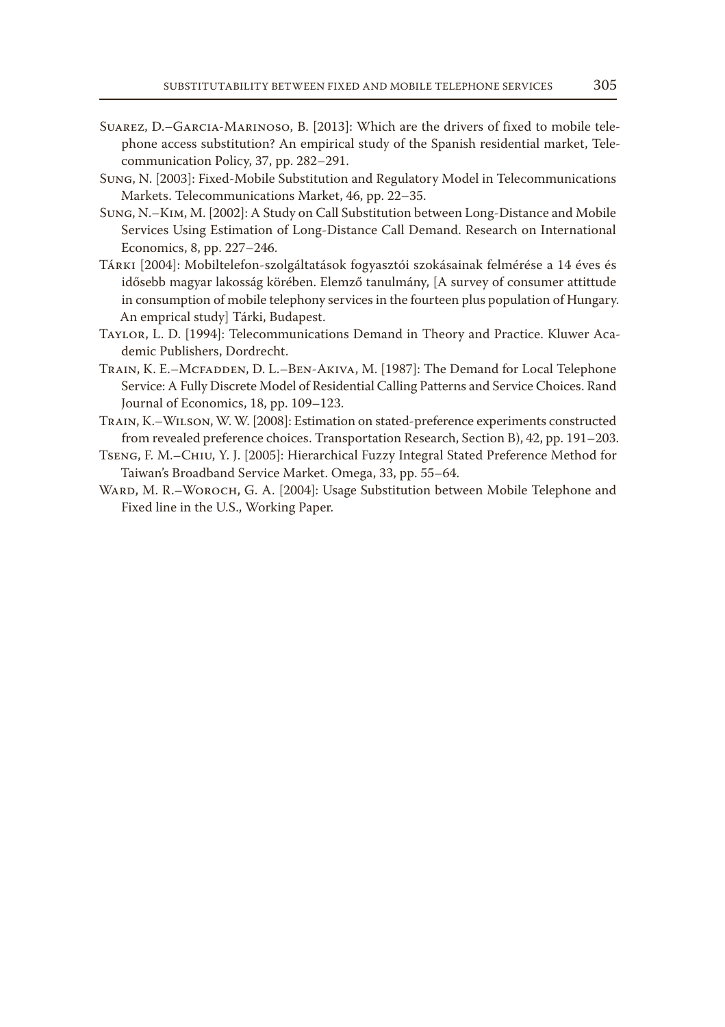Suarez, D.–Garcia-Marinoso, B. [2013]: Which are the drivers of fixed to mobile telephone access substitution? An empirical study of the Spanish residential market, Telecommunication Policy, 37, pp. 282–291.

Sung, N. [2003]: Fixed-Mobile Substitution and Regulatory Model in Telecommunications Markets. Telecommunications Market, 46, pp. 22–35.

Sung, N.–Kim, M. [2002]: A Study on Call Substitution between Long-Distance and Mobile Services Using Estimation of Long-Distance Call Demand. Research on International Economics, 8, pp. 227–246.

Tárki [2004]: Mobiltelefon-szolgáltatások fogyasztói szokásainak felmérése a 14 éves és idősebb magyar lakosság körében. Elemző tanulmány, [A survey of consumer attittude in consumption of mobile telephony services in the fourteen plus population of Hungary. An emprical study] Tárki, Budapest.

Taylor, L. D. [1994]: Telecommunications Demand in Theory and Practice. Kluwer Academic Publishers, Dordrecht.

Train, K. E.–Mcfadden, D. L.–Ben-Akiva, M. [1987]: The Demand for Local Telephone Service: A Fully Discrete Model of Residential Calling Patterns and Service Choices. Rand Journal of Economics, 18, pp. 109–123.

Train, K.–Wilson, W. W. [2008]: Estimation on stated-preference experiments constructed from revealed preference choices. Transportation Research, Section B), 42, pp. 191–203.

Tseng, F. M.–Chiu, Y. J. [2005]: Hierarchical Fuzzy Integral Stated Preference Method for Taiwan's Broadband Service Market. Omega, 33, pp. 55–64.

Ward, M. R.–Woroch, G. A. [2004]: Usage Substitution between Mobile Telephone and Fixed line in the U.S., Working Paper.